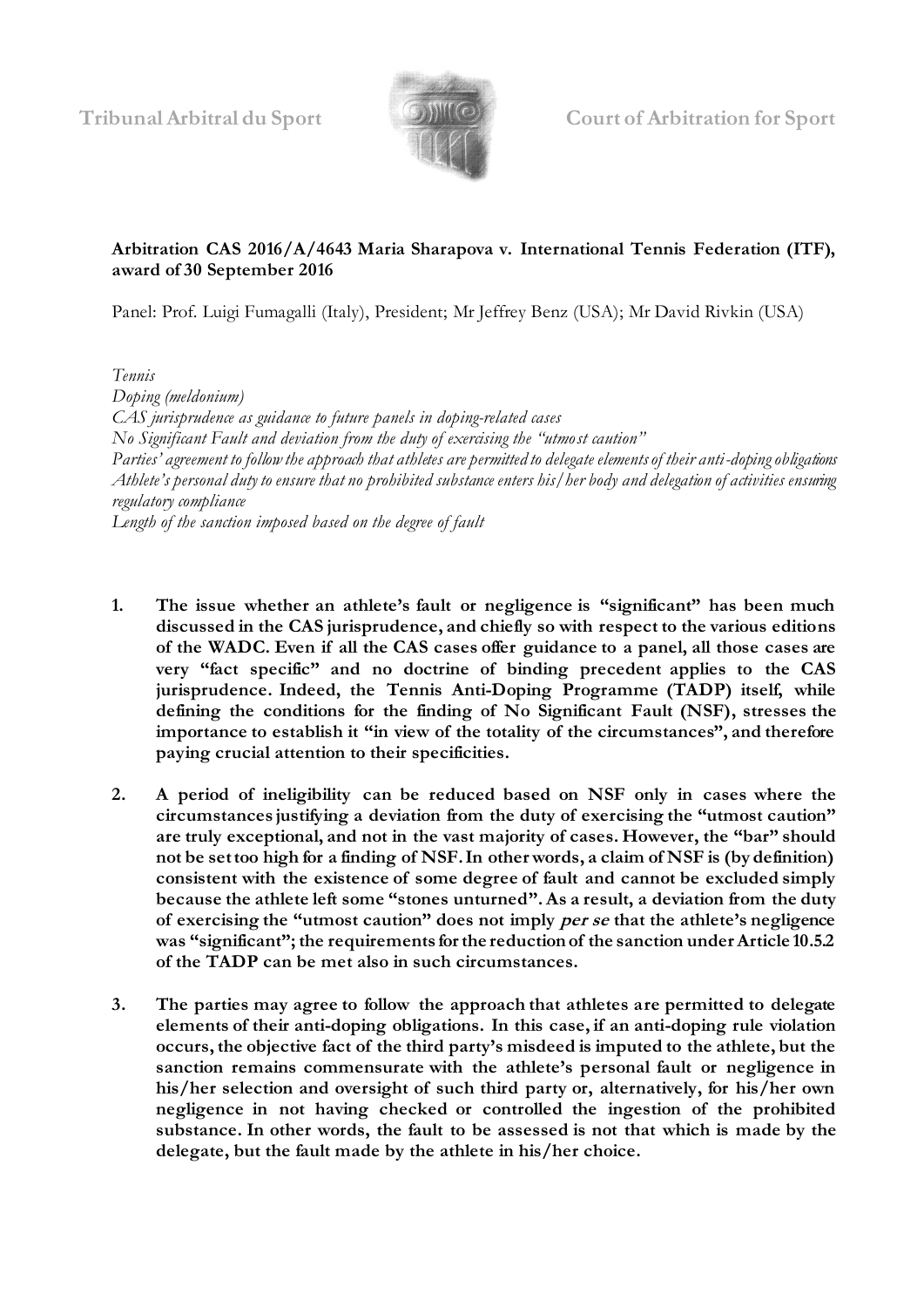Tribunal Arbitral du Sport | Court of Arbitration for Sport

**Arbitration CAS 2016/A/4643 Maria Sharapova v. International Tennis Federation (ITF), award of 30 September 2016**

Panel: Prof. Luigi Fumagalli (Italy), President; Mr Jeffrey Benz (USA); Mr David Rivkin (USA)

*Tennis*
*Doping (meldonium)*
*CAS jurisprudence as guidance to future panels in doping-related cases*
*No Significant Fault and deviation from the duty of exercising the "utmost caution"*
*Parties' agreement to follow the approach that athletes are permitted to delegate elements of their anti-doping obligations*
*Athlete's personal duty to ensure that no prohibited substance enters his/her body and delegation of activities ensuring regulatory compliance*
*Length of the sanction imposed based on the degree of fault*

1. **The issue whether an athlete's fault or negligence is "significant" has been much discussed in the CAS jurisprudence, and chiefly so with respect to the various editions of the WADC. Even if all the CAS cases offer guidance to a panel, all those cases are very "fact specific" and no doctrine of binding precedent applies to the CAS jurisprudence. Indeed, the Tennis Anti-Doping Programme (TADP) itself, while defining the conditions for the finding of No Significant Fault (NSF), stresses the importance to establish it "in view of the totality of the circumstances", and therefore paying crucial attention to their specificities.**

2. **A period of ineligibility can be reduced based on NSF only in cases where the circumstances justifying a deviation from the duty of exercising the "utmost caution" are truly exceptional, and not in the vast majority of cases. However, the "bar" should not be set too high for a finding of NSF. In other words, a claim of NSF is (by definition) consistent with the existence of some degree of fault and cannot be excluded simply because the athlete left some "stones unturned". As a result, a deviation from the duty of exercising the "utmost caution" does not imply *per se* that the athlete's negligence was "significant"; the requirements for the reduction of the sanction under Article 10.5.2 of the TADP can be met also in such circumstances.**

3. **The parties may agree to follow the approach that athletes are permitted to delegate elements of their anti-doping obligations. In this case, if an anti-doping rule violation occurs, the objective fact of the third party's misdeed is imputed to the athlete, but the sanction remains commensurate with the athlete's personal fault or negligence in his/her selection and oversight of such third party or, alternatively, for his/her own negligence in not having checked or controlled the ingestion of the prohibited substance. In other words, the fault to be assessed is not that which is made by the delegate, but the fault made by the athlete in his/her choice.**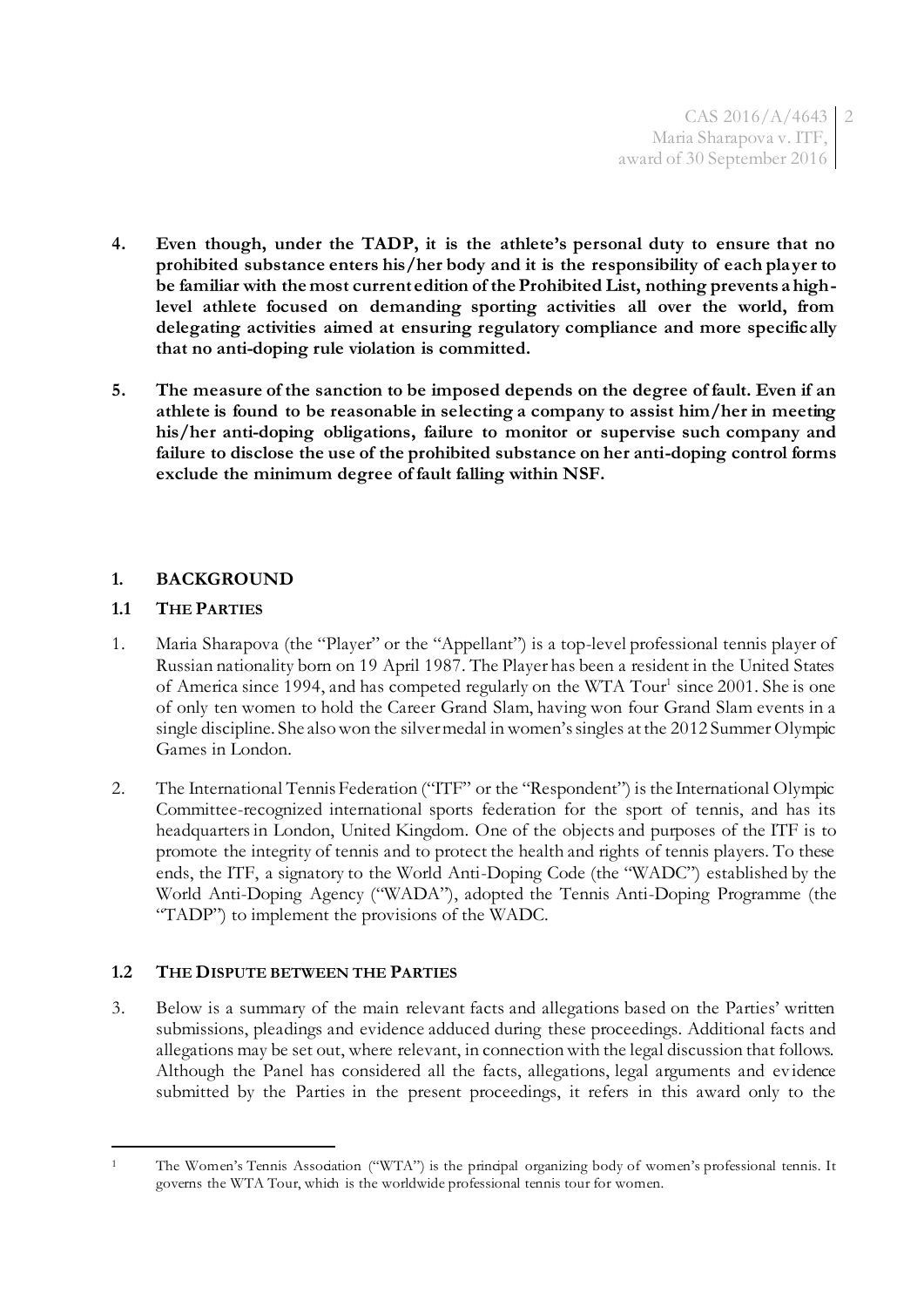**4. Even though, under the TADP, it is the athlete's personal duty to ensure that no prohibited substance enters his/her body and it is the responsibility of each player to be familiar with the most current edition of the Prohibited List, nothing prevents a high-level athlete focused on demanding sporting activities all over the world, from delegating activities aimed at ensuring regulatory compliance and more specifically that no anti-doping rule violation is committed.**

**5. The measure of the sanction to be imposed depends on the degree of fault. Even if an athlete is found to be reasonable in selecting a company to assist him/her in meeting his/her anti-doping obligations, failure to monitor or supervise such company and failure to disclose the use of the prohibited substance on her anti-doping control forms exclude the minimum degree of fault falling within NSF.**

## 1. BACKGROUND

### 1.1 THE PARTIES

1. Maria Sharapova (the "Player" or the "Appellant") is a top-level professional tennis player of Russian nationality born on 19 April 1987. The Player has been a resident in the United States of America since 1994, and has competed regularly on the WTA Tour[1] since 2001. She is one of only ten women to hold the Career Grand Slam, having won four Grand Slam events in a single discipline. She also won the silver medal in women's singles at the 2012 Summer Olympic Games in London.

2. The International Tennis Federation ("ITF" or the "Respondent") is the International Olympic Committee-recognized international sports federation for the sport of tennis, and has its headquarters in London, United Kingdom. One of the objects and purposes of the ITF is to promote the integrity of tennis and to protect the health and rights of tennis players. To these ends, the ITF, a signatory to the World Anti-Doping Code (the "WADC") established by the World Anti-Doping Agency ("WADA"), adopted the Tennis Anti-Doping Programme (the "TADP") to implement the provisions of the WADC.

### 1.2 THE DISPUTE BETWEEN THE PARTIES

3. Below is a summary of the main relevant facts and allegations based on the Parties' written submissions, pleadings and evidence adduced during these proceedings. Additional facts and allegations may be set out, where relevant, in connection with the legal discussion that follows. Although the Panel has considered all the facts, allegations, legal arguments and evidence submitted by the Parties in the present proceedings, it refers in this award only to the

---

[1] The Women's Tennis Association ("WTA") is the principal organizing body of women's professional tennis. It governs the WTA Tour, which is the worldwide professional tennis tour for women.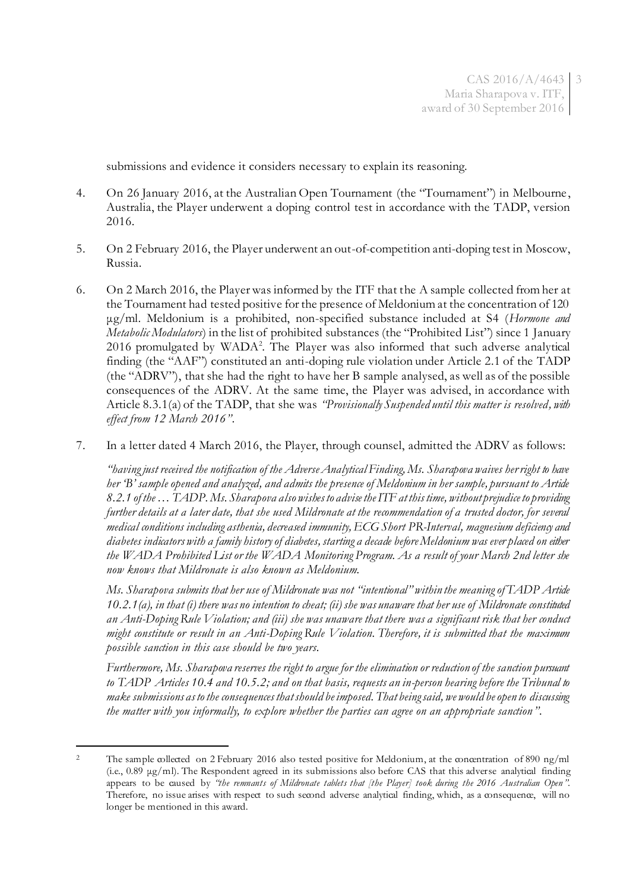submissions and evidence it considers necessary to explain its reasoning.

4. On 26 January 2016, at the Australian Open Tournament (the "Tournament") in Melbourne, Australia, the Player underwent a doping control test in accordance with the TADP, version 2016.

5. On 2 February 2016, the Player underwent an out-of-competition anti-doping test in Moscow, Russia.

6. On 2 March 2016, the Player was informed by the ITF that the A sample collected from her at the Tournament had tested positive for the presence of Meldonium at the concentration of 120 µg/ml. Meldonium is a prohibited, non-specified substance included at S4 (*Hormone and Metabolic Modulators*) in the list of prohibited substances (the "Prohibited List") since 1 January 2016 promulgated by WADA[2]. The Player was also informed that such adverse analytical finding (the "AAF") constituted an anti-doping rule violation under Article 2.1 of the TADP (the "ADRV"), that she had the right to have her B sample analysed, as well as of the possible consequences of the ADRV. At the same time, the Player was advised, in accordance with Article 8.3.1(a) of the TADP, that she was *"Provisionally Suspended until this matter is resolved, with effect from 12 March 2016"*.

7. In a letter dated 4 March 2016, the Player, through counsel, admitted the ADRV as follows:

   *"having just received the notification of the Adverse Analytical Finding, Ms. Sharapova waives her right to have her 'B' sample opened and analyzed, and admits the presence of Meldonium in her sample, pursuant to Article 8.2.1 of the … TADP. Ms. Sharapova also wishes to advise the ITF at this time, without prejudice to providing further details at a later date, that she used Mildronate at the recommendation of a trusted doctor, for several medical conditions including asthenia, decreased immunity, ECG Short PR-Interval, magnesium deficiency and diabetes indicators with a family history of diabetes, starting a decade before Meldonium was ever placed on either the WADA Prohibited List or the WADA Monitoring Program. As a result of your March 2nd letter she now knows that Mildronate is also known as Meldonium.*

   *Ms. Sharapova submits that her use of Mildronate was not "intentional" within the meaning of TADP Article 10.2.1(a), in that (i) there was no intention to cheat; (ii) she was unaware that her use of Mildronate constituted an Anti-Doping Rule Violation; and (iii) she was unaware that there was a significant risk that her conduct might constitute or result in an Anti-Doping Rule Violation. Therefore, it is submitted that the maximum possible sanction in this case should be two years.*

   *Furthermore, Ms. Sharapova reserves the right to argue for the elimination or reduction of the sanction pursuant to TADP Articles 10.4 and 10.5.2; and on that basis, requests an in-person hearing before the Tribunal to make submissions as to the consequences that should be imposed. That being said, we would be open to discussing the matter with you informally, to explore whether the parties can agree on an appropriate sanction".*

---

[2] The sample collected on 2 February 2016 also tested positive for Meldonium, at the concentration of 890 ng/ml (i.e., 0.89 µg/ml). The Respondent agreed in its submissions also before CAS that this adverse analytical finding appears to be caused by *"the remnants of Mildronate tablets that [the Player] took during the 2016 Australian Open"*. Therefore, no issue arises with respect to such second adverse analytical finding, which, as a consequence, will no longer be mentioned in this award.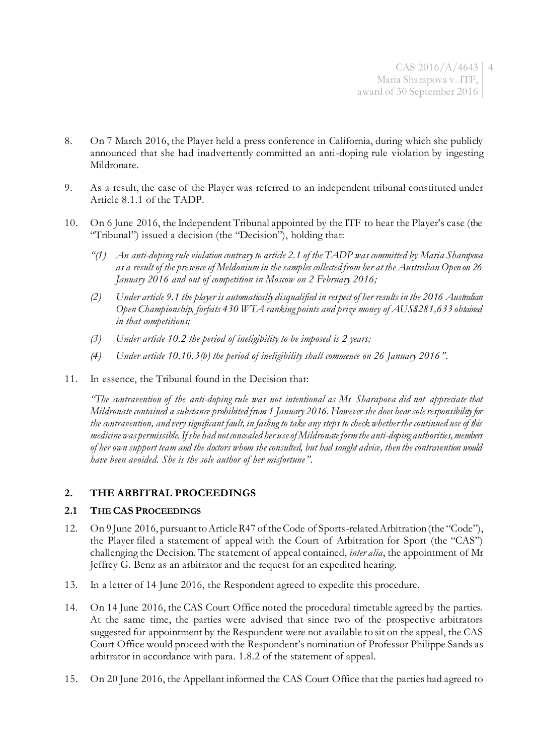8. On 7 March 2016, the Player held a press conference in California, during which she publicly announced that she had inadvertently committed an anti-doping rule violation by ingesting Mildronate.

9. As a result, the case of the Player was referred to an independent tribunal constituted under Article 8.1.1 of the TADP.

10. On 6 June 2016, the Independent Tribunal appointed by the ITF to hear the Player's case (the "Tribunal") issued a decision (the "Decision"), holding that:

    *"(1) An anti-doping rule violation contrary to article 2.1 of the TADP was committed by Maria Sharapova as a result of the presence of Meldonium in the samples collected from her at the Australian Open on 26 January 2016 and out of competition in Moscow on 2 February 2016;*

    *(2) Under article 9.1 the player is automatically disqualified in respect of her results in the 2016 Australian Open Championship, forfeits 430 WTA ranking points and prize money of AUS$281,633 obtained in that competitions;*

    *(3) Under article 10.2 the period of ineligibility to be imposed is 2 years;*

    *(4) Under article 10.10.3(b) the period of ineligibility shall commence on 26 January 2016".*

11. In essence, the Tribunal found in the Decision that:

    *"The contravention of the anti-doping rule was not intentional as Ms Sharapova did not appreciate that Mildronate contained a substance prohibited from 1 January 2016. However she does bear sole responsibility for the contravention, and very significant fault, in failing to take any steps to check whether the continued use of this medicine was permissible. If she had not concealed her use of Mildronate form the anti-doping authorities, members of her own support team and the doctors whom she consulted, but had sought advice, then the contravention would have been avoided. She is the sole author of her misfortune".*

## 2. THE ARBITRAL PROCEEDINGS

### 2.1 THE CAS PROCEEDINGS

12. On 9 June 2016, pursuant to Article R47 of the Code of Sports-related Arbitration (the "Code"), the Player filed a statement of appeal with the Court of Arbitration for Sport (the "CAS") challenging the Decision. The statement of appeal contained, *inter alia*, the appointment of Mr Jeffrey G. Benz as an arbitrator and the request for an expedited hearing.

13. In a letter of 14 June 2016, the Respondent agreed to expedite this procedure.

14. On 14 June 2016, the CAS Court Office noted the procedural timetable agreed by the parties. At the same time, the parties were advised that since two of the prospective arbitrators suggested for appointment by the Respondent were not available to sit on the appeal, the CAS Court Office would proceed with the Respondent's nomination of Professor Philippe Sands as arbitrator in accordance with para. 1.8.2 of the statement of appeal.

15. On 20 June 2016, the Appellant informed the CAS Court Office that the parties had agreed to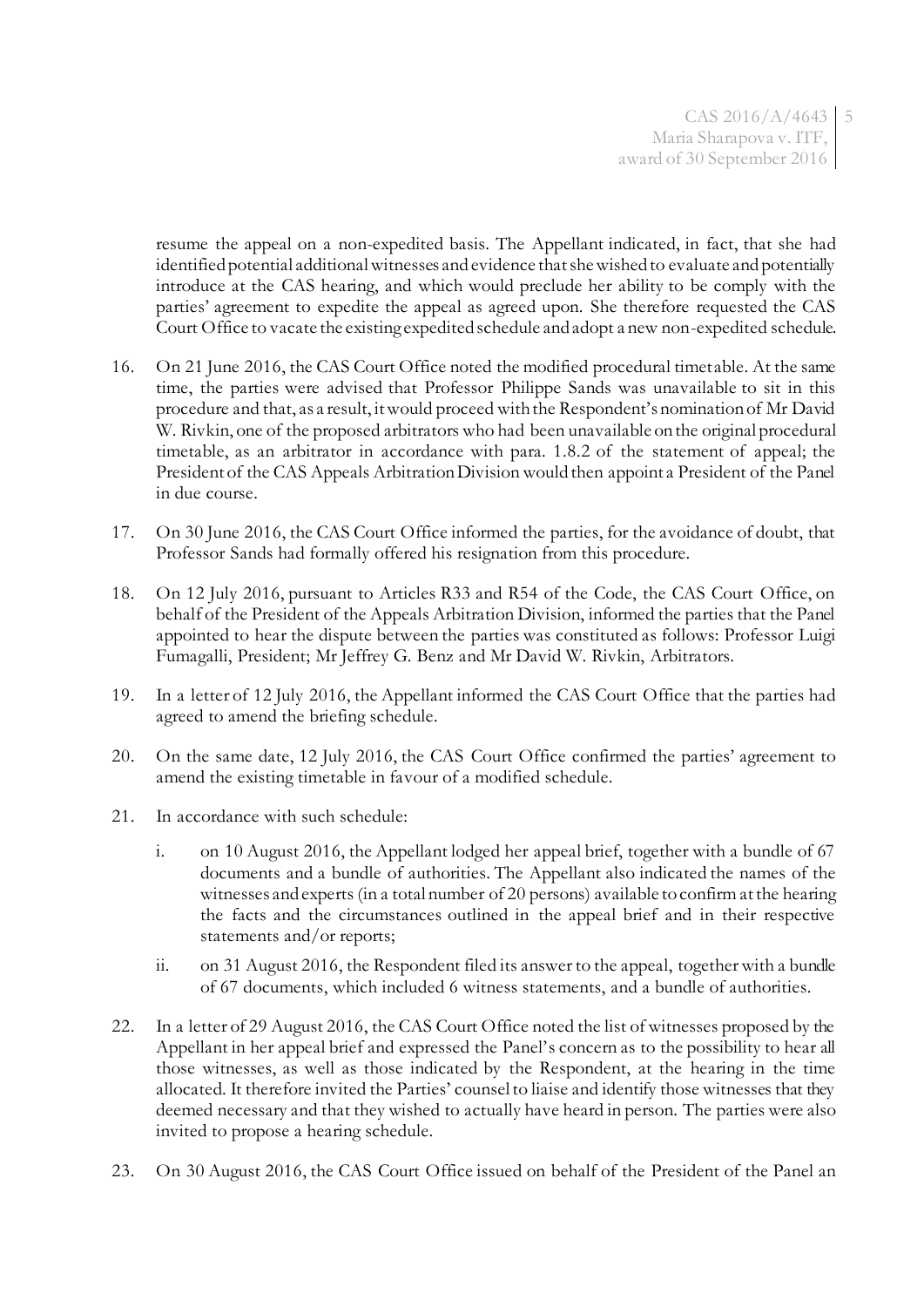resume the appeal on a non-expedited basis. The Appellant indicated, in fact, that she had identified potential additional witnesses and evidence that she wished to evaluate and potentially introduce at the CAS hearing, and which would preclude her ability to be comply with the parties' agreement to expedite the appeal as agreed upon. She therefore requested the CAS Court Office to vacate the existing expedited schedule and adopt a new non-expedited schedule.

16. On 21 June 2016, the CAS Court Office noted the modified procedural timetable. At the same time, the parties were advised that Professor Philippe Sands was unavailable to sit in this procedure and that, as a result, it would proceed with the Respondent's nomination of Mr David W. Rivkin, one of the proposed arbitrators who had been unavailable on the original procedural timetable, as an arbitrator in accordance with para. 1.8.2 of the statement of appeal; the President of the CAS Appeals Arbitration Division would then appoint a President of the Panel in due course.

17. On 30 June 2016, the CAS Court Office informed the parties, for the avoidance of doubt, that Professor Sands had formally offered his resignation from this procedure.

18. On 12 July 2016, pursuant to Articles R33 and R54 of the Code, the CAS Court Office, on behalf of the President of the Appeals Arbitration Division, informed the parties that the Panel appointed to hear the dispute between the parties was constituted as follows: Professor Luigi Fumagalli, President; Mr Jeffrey G. Benz and Mr David W. Rivkin, Arbitrators.

19. In a letter of 12 July 2016, the Appellant informed the CAS Court Office that the parties had agreed to amend the briefing schedule.

20. On the same date, 12 July 2016, the CAS Court Office confirmed the parties' agreement to amend the existing timetable in favour of a modified schedule.

21. In accordance with such schedule:

    i. on 10 August 2016, the Appellant lodged her appeal brief, together with a bundle of 67 documents and a bundle of authorities. The Appellant also indicated the names of the witnesses and experts (in a total number of 20 persons) available to confirm at the hearing the facts and the circumstances outlined in the appeal brief and in their respective statements and/or reports;

    ii. on 31 August 2016, the Respondent filed its answer to the appeal, together with a bundle of 67 documents, which included 6 witness statements, and a bundle of authorities.

22. In a letter of 29 August 2016, the CAS Court Office noted the list of witnesses proposed by the Appellant in her appeal brief and expressed the Panel's concern as to the possibility to hear all those witnesses, as well as those indicated by the Respondent, at the hearing in the time allocated. It therefore invited the Parties' counsel to liaise and identify those witnesses that they deemed necessary and that they wished to actually have heard in person. The parties were also invited to propose a hearing schedule.

23. On 30 August 2016, the CAS Court Office issued on behalf of the President of the Panel an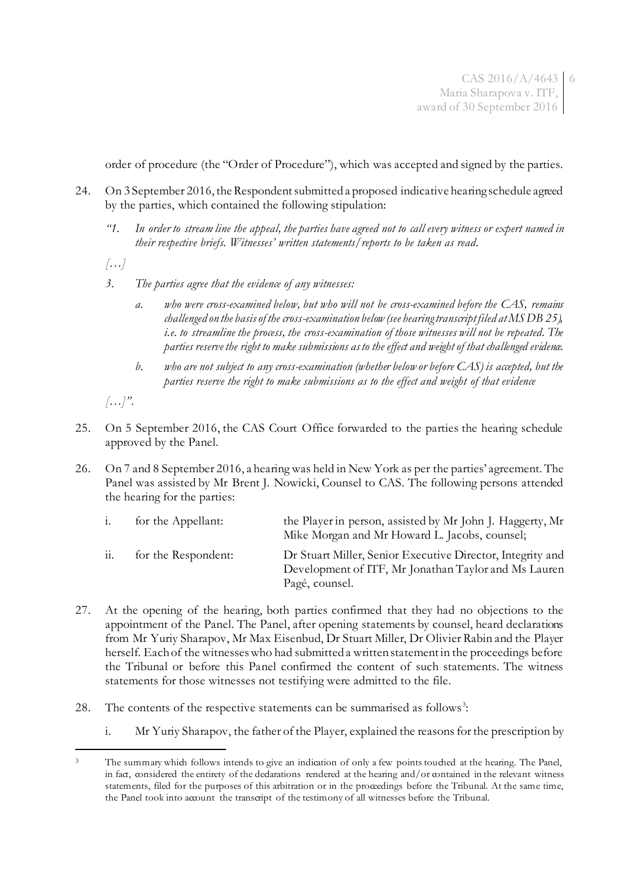order of procedure (the "Order of Procedure"), which was accepted and signed by the parties.

24. On 3 September 2016, the Respondent submitted a proposed indicative hearing schedule agreed by the parties, which contained the following stipulation:

    *"1. In order to stream line the appeal, the parties have agreed not to call every witness or expert named in their respective briefs. Witnesses' written statements/reports to be taken as read.*

    *[…]*

    *3. The parties agree that the evidence of any witnesses:*

    *a. who were cross-examined below, but who will not be cross-examined before the CAS, remains challenged on the basis of the cross-examination below (see hearing transcript filed at MS DB 25), i.e. to streamline the process, the cross-examination of those witnesses will not be repeated. The parties reserve the right to make submissions as to the effect and weight of that challenged evidence.*

    *b. who are not subject to any cross-examination (whether below or before CAS) is accepted, but the parties reserve the right to make submissions as to the effect and weight of that evidence*

    *[…]".*

25. On 5 September 2016, the CAS Court Office forwarded to the parties the hearing schedule approved by the Panel.

26. On 7 and 8 September 2016, a hearing was held in New York as per the parties' agreement. The Panel was assisted by Mr Brent J. Nowicki, Counsel to CAS. The following persons attended the hearing for the parties:

    i. for the Appellant: the Player in person, assisted by Mr John J. Haggerty, Mr Mike Morgan and Mr Howard L. Jacobs, counsel;

    ii. for the Respondent: Dr Stuart Miller, Senior Executive Director, Integrity and Development of ITF, Mr Jonathan Taylor and Ms Lauren Pagé, counsel.

27. At the opening of the hearing, both parties confirmed that they had no objections to the appointment of the Panel. The Panel, after opening statements by counsel, heard declarations from Mr Yuriy Sharapov, Mr Max Eisenbud, Dr Stuart Miller, Dr Olivier Rabin and the Player herself. Each of the witnesses who had submitted a written statement in the proceedings before the Tribunal or before this Panel confirmed the content of such statements. The witness statements for those witnesses not testifying were admitted to the file.

28. The contents of the respective statements can be summarised as follows[3]:

    i. Mr Yuriy Sharapov, the father of the Player, explained the reasons for the prescription by

---

[3] The summary which follows intends to give an indication of only a few points touched at the hearing. The Panel, in fact, considered the entirety of the declarations rendered at the hearing and/or contained in the relevant witness statements, filed for the purposes of this arbitration or in the proceedings before the Tribunal. At the same time, the Panel took into account the transcript of the testimony of all witnesses before the Tribunal.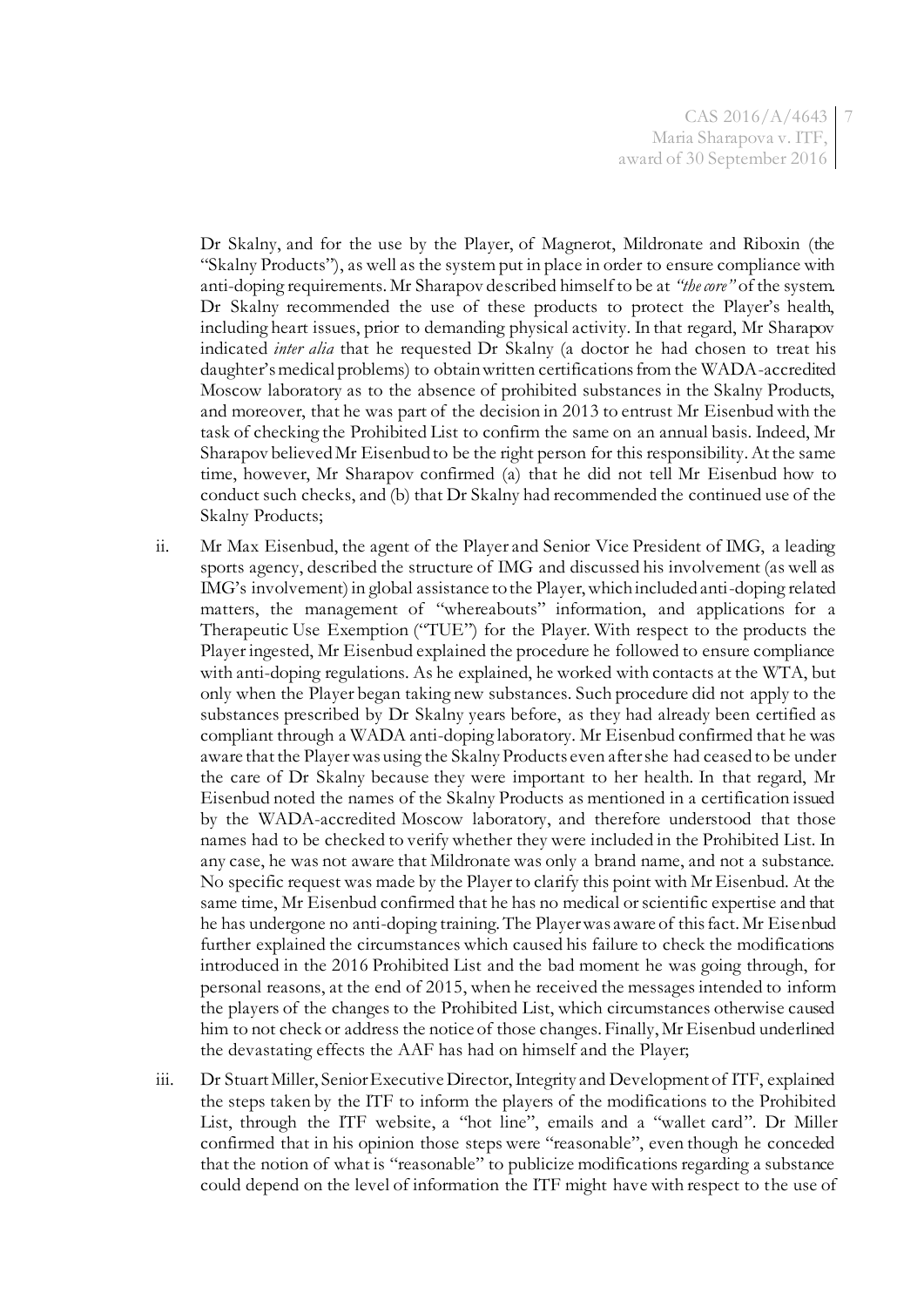Dr Skalny, and for the use by the Player, of Magnerot, Mildronate and Riboxin (the "Skalny Products"), as well as the system put in place in order to ensure compliance with anti-doping requirements. Mr Sharapov described himself to be at *"the core"* of the system. Dr Skalny recommended the use of these products to protect the Player's health, including heart issues, prior to demanding physical activity. In that regard, Mr Sharapov indicated *inter alia* that he requested Dr Skalny (a doctor he had chosen to treat his daughter's medical problems) to obtain written certifications from the WADA-accredited Moscow laboratory as to the absence of prohibited substances in the Skalny Products, and moreover, that he was part of the decision in 2013 to entrust Mr Eisenbud with the task of checking the Prohibited List to confirm the same on an annual basis. Indeed, Mr Sharapov believed Mr Eisenbud to be the right person for this responsibility. At the same time, however, Mr Sharapov confirmed (a) that he did not tell Mr Eisenbud how to conduct such checks, and (b) that Dr Skalny had recommended the continued use of the Skalny Products;

ii. Mr Max Eisenbud, the agent of the Player and Senior Vice President of IMG, a leading sports agency, described the structure of IMG and discussed his involvement (as well as IMG's involvement) in global assistance to the Player, which included anti-doping related matters, the management of "whereabouts" information, and applications for a Therapeutic Use Exemption ("TUE") for the Player. With respect to the products the Player ingested, Mr Eisenbud explained the procedure he followed to ensure compliance with anti-doping regulations. As he explained, he worked with contacts at the WTA, but only when the Player began taking new substances. Such procedure did not apply to the substances prescribed by Dr Skalny years before, as they had already been certified as compliant through a WADA anti-doping laboratory. Mr Eisenbud confirmed that he was aware that the Player was using the Skalny Products even after she had ceased to be under the care of Dr Skalny because they were important to her health. In that regard, Mr Eisenbud noted the names of the Skalny Products as mentioned in a certification issued by the WADA-accredited Moscow laboratory, and therefore understood that those names had to be checked to verify whether they were included in the Prohibited List. In any case, he was not aware that Mildronate was only a brand name, and not a substance. No specific request was made by the Player to clarify this point with Mr Eisenbud. At the same time, Mr Eisenbud confirmed that he has no medical or scientific expertise and that he has undergone no anti-doping training. The Player was aware of this fact. Mr Eisenbud further explained the circumstances which caused his failure to check the modifications introduced in the 2016 Prohibited List and the bad moment he was going through, for personal reasons, at the end of 2015, when he received the messages intended to inform the players of the changes to the Prohibited List, which circumstances otherwise caused him to not check or address the notice of those changes. Finally, Mr Eisenbud underlined the devastating effects the AAF has had on himself and the Player;

iii. Dr Stuart Miller, Senior Executive Director, Integrity and Development of ITF, explained the steps taken by the ITF to inform the players of the modifications to the Prohibited List, through the ITF website, a "hot line", emails and a "wallet card". Dr Miller confirmed that in his opinion those steps were "reasonable", even though he conceded that the notion of what is "reasonable" to publicize modifications regarding a substance could depend on the level of information the ITF might have with respect to the use of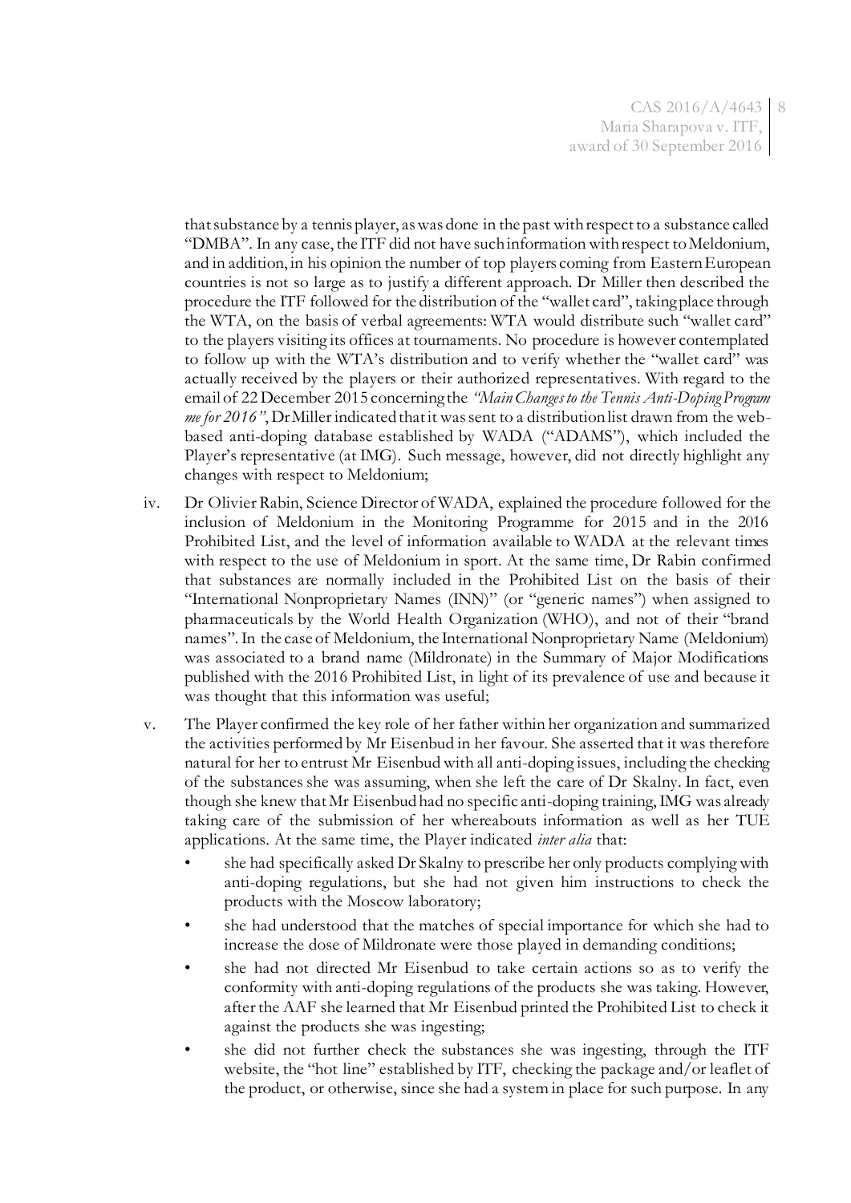that substance by a tennis player, as was done in the past with respect to a substance called "DMBA". In any case, the ITF did not have such information with respect to Meldonium, and in addition, in his opinion the number of top players coming from Eastern European countries is not so large as to justify a different approach. Dr Miller then described the procedure the ITF followed for the distribution of the "wallet card", taking place through the WTA, on the basis of verbal agreements: WTA would distribute such "wallet card" to the players visiting its offices at tournaments. No procedure is however contemplated to follow up with the WTA's distribution and to verify whether the "wallet card" was actually received by the players or their authorized representatives. With regard to the email of 22 December 2015 concerning the *"Main Changes to the Tennis Anti-Doping Program me for 2016"*, Dr Miller indicated that it was sent to a distribution list drawn from the web-based anti-doping database established by WADA ("ADAMS"), which included the Player's representative (at IMG). Such message, however, did not directly highlight any changes with respect to Meldonium;

iv. Dr Olivier Rabin, Science Director of WADA, explained the procedure followed for the inclusion of Meldonium in the Monitoring Programme for 2015 and in the 2016 Prohibited List, and the level of information available to WADA at the relevant times with respect to the use of Meldonium in sport. At the same time, Dr Rabin confirmed that substances are normally included in the Prohibited List on the basis of their "International Nonproprietary Names (INN)" (or "generic names") when assigned to pharmaceuticals by the World Health Organization (WHO), and not of their "brand names". In the case of Meldonium, the International Nonproprietary Name (Meldonium) was associated to a brand name (Mildronate) in the Summary of Major Modifications published with the 2016 Prohibited List, in light of its prevalence of use and because it was thought that this information was useful;

v. The Player confirmed the key role of her father within her organization and summarized the activities performed by Mr Eisenbud in her favour. She asserted that it was therefore natural for her to entrust Mr Eisenbud with all anti-doping issues, including the checking of the substances she was assuming, when she left the care of Dr Skalny. In fact, even though she knew that Mr Eisenbud had no specific anti-doping training, IMG was already taking care of the submission of her whereabouts information as well as her TUE applications. At the same time, the Player indicated *inter alia* that:

- she had specifically asked Dr Skalny to prescribe her only products complying with anti-doping regulations, but she had not given him instructions to check the products with the Moscow laboratory;
- she had understood that the matches of special importance for which she had to increase the dose of Mildronate were those played in demanding conditions;
- she had not directed Mr Eisenbud to take certain actions so as to verify the conformity with anti-doping regulations of the products she was taking. However, after the AAF she learned that Mr Eisenbud printed the Prohibited List to check it against the products she was ingesting;
- she did not further check the substances she was ingesting, through the ITF website, the "hot line" established by ITF, checking the package and/or leaflet of the product, or otherwise, since she had a system in place for such purpose. In any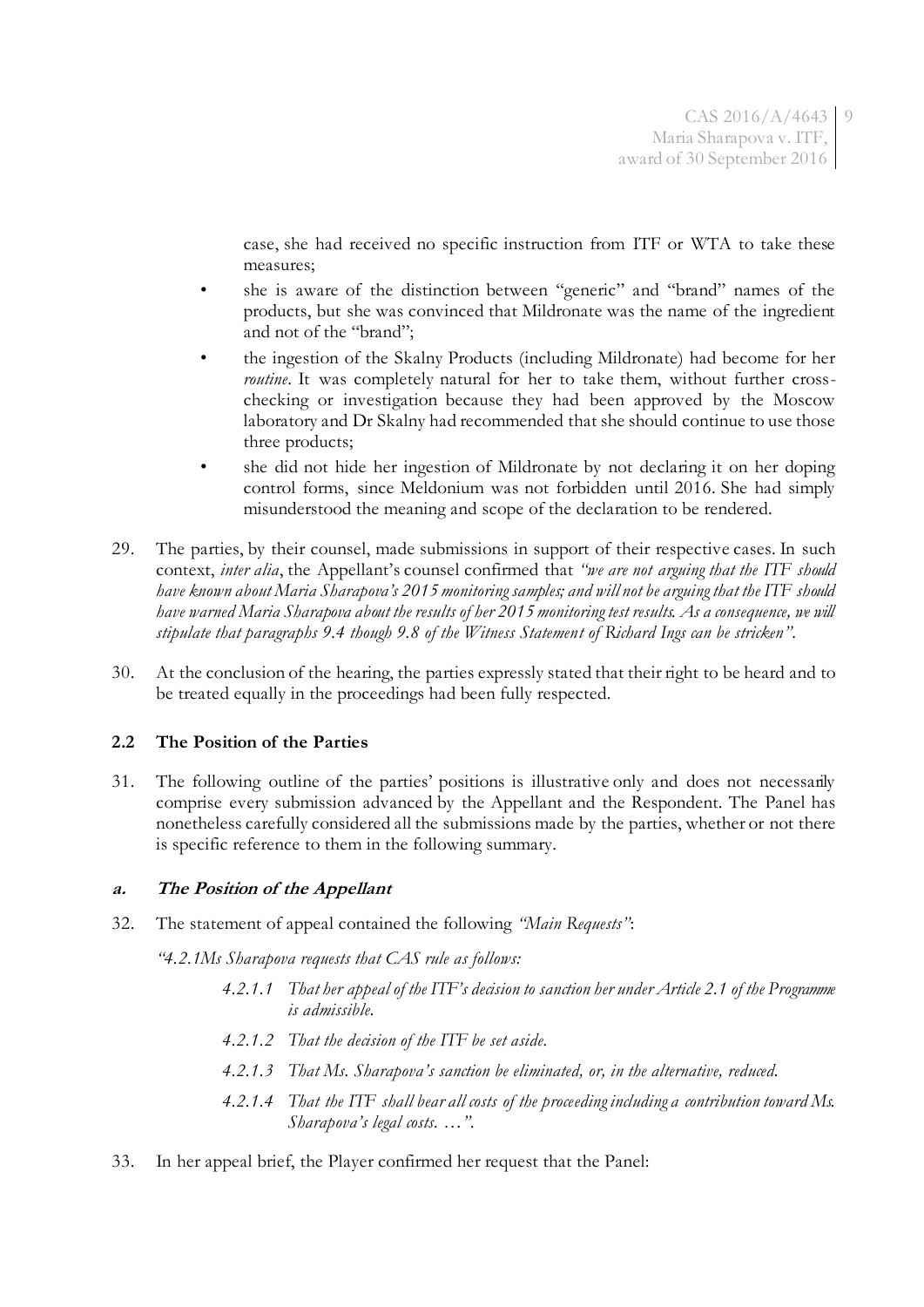case, she had received no specific instruction from ITF or WTA to take these measures;

- she is aware of the distinction between "generic" and "brand" names of the products, but she was convinced that Mildronate was the name of the ingredient and not of the "brand";
- the ingestion of the Skalny Products (including Mildronate) had become for her *routine*. It was completely natural for her to take them, without further cross-checking or investigation because they had been approved by the Moscow laboratory and Dr Skalny had recommended that she should continue to use those three products;
- she did not hide her ingestion of Mildronate by not declaring it on her doping control forms, since Meldonium was not forbidden until 2016. She had simply misunderstood the meaning and scope of the declaration to be rendered.

29. The parties, by their counsel, made submissions in support of their respective cases. In such context, *inter alia*, the Appellant's counsel confirmed that *"we are not arguing that the ITF should have known about Maria Sharapova's 2015 monitoring samples; and will not be arguing that the ITF should have warned Maria Sharapova about the results of her 2015 monitoring test results. As a consequence, we will stipulate that paragraphs 9.4 though 9.8 of the Witness Statement of Richard Ings can be stricken"*.

30. At the conclusion of the hearing, the parties expressly stated that their right to be heard and to be treated equally in the proceedings had been fully respected.

## 2.2 The Position of the Parties

31. The following outline of the parties' positions is illustrative only and does not necessarily comprise every submission advanced by the Appellant and the Respondent. The Panel has nonetheless carefully considered all the submissions made by the parties, whether or not there is specific reference to them in the following summary.

### *a. The Position of the Appellant*

32. The statement of appeal contained the following *"Main Requests"*:

*"4.2.1Ms Sharapova requests that CAS rule as follows:*

> *4.2.1.1 That her appeal of the ITF's decision to sanction her under Article 2.1 of the Programme is admissible.*
>
> *4.2.1.2 That the decision of the ITF be set aside.*
>
> *4.2.1.3 That Ms. Sharapova's sanction be eliminated, or, in the alternative, reduced.*
>
> *4.2.1.4 That the ITF shall bear all costs of the proceeding including a contribution toward Ms. Sharapova's legal costs. …".*

33. In her appeal brief, the Player confirmed her request that the Panel: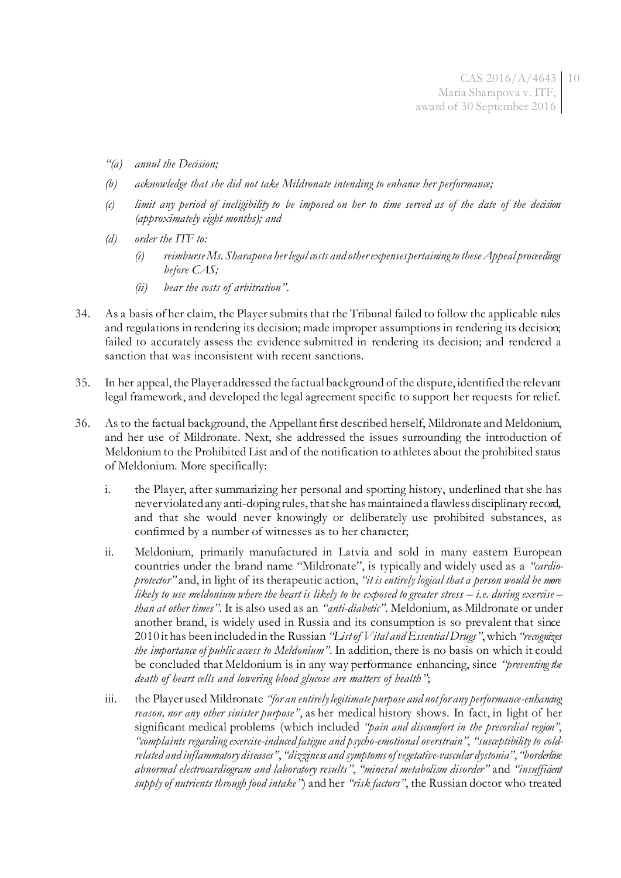*"(a) annul the Decision;*

*(b) acknowledge that she did not take Mildronate intending to enhance her performance;*

*(c) limit any period of ineligibility to be imposed on her to time served as of the date of the decision (approximately eight months); and*

*(d) order the ITF to:*

*(i) reimburse Ms. Sharapova her legal costs and other expenses pertaining to these Appeal proceedings before CAS;*

*(ii) bear the costs of arbitration".*

34. As a basis of her claim, the Player submits that the Tribunal failed to follow the applicable rules and regulations in rendering its decision; made improper assumptions in rendering its decision; failed to accurately assess the evidence submitted in rendering its decision; and rendered a sanction that was inconsistent with recent sanctions.

35. In her appeal, the Player addressed the factual background of the dispute, identified the relevant legal framework, and developed the legal agreement specific to support her requests for relief.

36. As to the factual background, the Appellant first described herself, Mildronate and Meldonium, and her use of Mildronate. Next, she addressed the issues surrounding the introduction of Meldonium to the Prohibited List and of the notification to athletes about the prohibited status of Meldonium. More specifically:

   i. the Player, after summarizing her personal and sporting history, underlined that she has never violated any anti-doping rules, that she has maintained a flawless disciplinary record, and that she would never knowingly or deliberately use prohibited substances, as confirmed by a number of witnesses as to her character;

   ii. Meldonium, primarily manufactured in Latvia and sold in many eastern European countries under the brand name "Mildronate", is typically and widely used as a *"cardio-protector"* and, in light of its therapeutic action, *"it is entirely logical that a person would be more likely to use meldonium where the heart is likely to be exposed to greater stress – i.e. during exercise – than at other times"*. It is also used as an *"anti-diabetic"*. Meldonium, as Mildronate or under another brand, is widely used in Russia and its consumption is so prevalent that since 2010 it has been included in the Russian *"List of Vital and Essential Drugs"*, which *"recognizes the importance of public access to Meldonium"*. In addition, there is no basis on which it could be concluded that Meldonium is in any way performance enhancing, since *"preventing the death of heart cells and lowering blood glucose are matters of health"*;

   iii. the Player used Mildronate *"for an entirely legitimate purpose and not for any performance-enhancing reason, nor any other sinister purpose"*, as her medical history shows. In fact, in light of her significant medical problems (which included *"pain and discomfort in the precordial region"*, *"complaints regarding exercise-induced fatigue and psycho-emotional overstrain"*, *"susceptibility to cold-related and inflammatory diseases"*, *"dizziness and symptoms of vegetative-vascular dystonia"*, *"borderline abnormal electrocardiogram and laboratory results"*, *"mineral metabolism disorder"* and *"insufficient supply of nutrients through food intake"*) and her *"risk factors"*, the Russian doctor who treated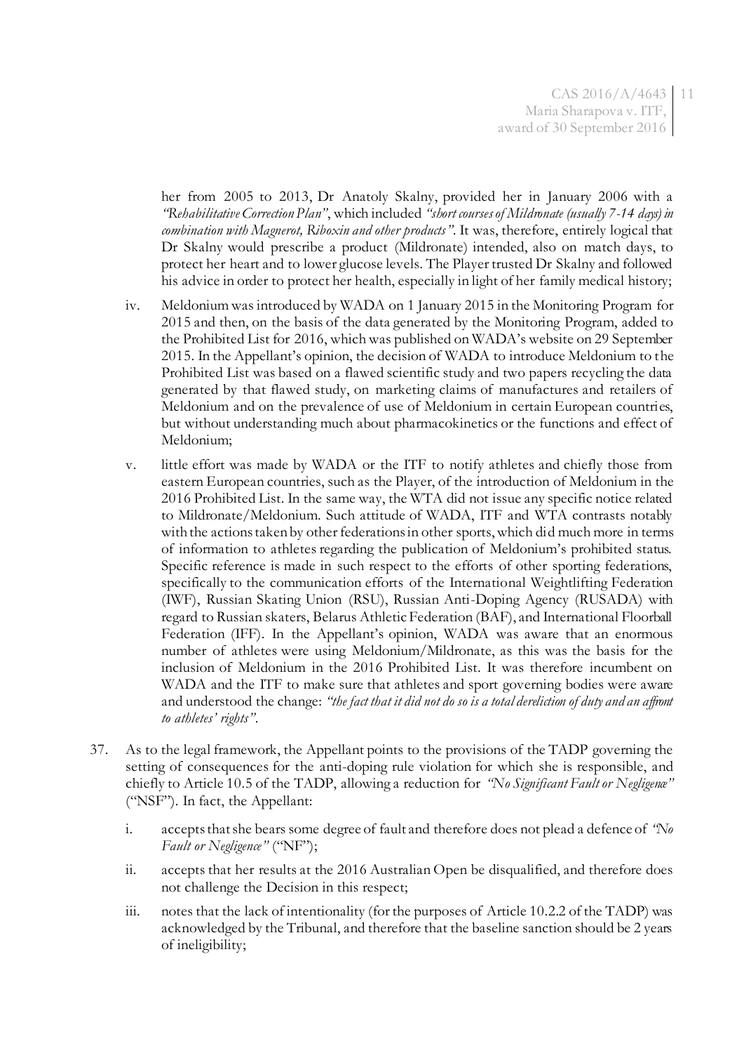her from 2005 to 2013, Dr Anatoly Skalny, provided her in January 2006 with a *"Rehabilitative Correction Plan"*, which included *"short courses of Mildronate (usually 7-14 days) in combination with Magnerot, Riboxin and other products"*. It was, therefore, entirely logical that Dr Skalny would prescribe a product (Mildronate) intended, also on match days, to protect her heart and to lower glucose levels. The Player trusted Dr Skalny and followed his advice in order to protect her health, especially in light of her family medical history;

iv. Meldonium was introduced by WADA on 1 January 2015 in the Monitoring Program for 2015 and then, on the basis of the data generated by the Monitoring Program, added to the Prohibited List for 2016, which was published on WADA's website on 29 September 2015. In the Appellant's opinion, the decision of WADA to introduce Meldonium to the Prohibited List was based on a flawed scientific study and two papers recycling the data generated by that flawed study, on marketing claims of manufactures and retailers of Meldonium and on the prevalence of use of Meldonium in certain European countries, but without understanding much about pharmacokinetics or the functions and effect of Meldonium;

v. little effort was made by WADA or the ITF to notify athletes and chiefly those from eastern European countries, such as the Player, of the introduction of Meldonium in the 2016 Prohibited List. In the same way, the WTA did not issue any specific notice related to Mildronate/Meldonium. Such attitude of WADA, ITF and WTA contrasts notably with the actions taken by other federations in other sports, which did much more in terms of information to athletes regarding the publication of Meldonium's prohibited status. Specific reference is made in such respect to the efforts of other sporting federations, specifically to the communication efforts of the International Weightlifting Federation (IWF), Russian Skating Union (RSU), Russian Anti-Doping Agency (RUSADA) with regard to Russian skaters, Belarus Athletic Federation (BAF), and International Floorball Federation (IFF). In the Appellant's opinion, WADA was aware that an enormous number of athletes were using Meldonium/Mildronate, as this was the basis for the inclusion of Meldonium in the 2016 Prohibited List. It was therefore incumbent on WADA and the ITF to make sure that athletes and sport governing bodies were aware and understood the change: *"the fact that it did not do so is a total dereliction of duty and an affront to athletes' rights"*.

37. As to the legal framework, the Appellant points to the provisions of the TADP governing the setting of consequences for the anti-doping rule violation for which she is responsible, and chiefly to Article 10.5 of the TADP, allowing a reduction for *"No Significant Fault or Negligence"* ("NSF"). In fact, the Appellant:

i. accepts that she bears some degree of fault and therefore does not plead a defence of *"No Fault or Negligence"* ("NF");

ii. accepts that her results at the 2016 Australian Open be disqualified, and therefore does not challenge the Decision in this respect;

iii. notes that the lack of intentionality (for the purposes of Article 10.2.2 of the TADP) was acknowledged by the Tribunal, and therefore that the baseline sanction should be 2 years of ineligibility;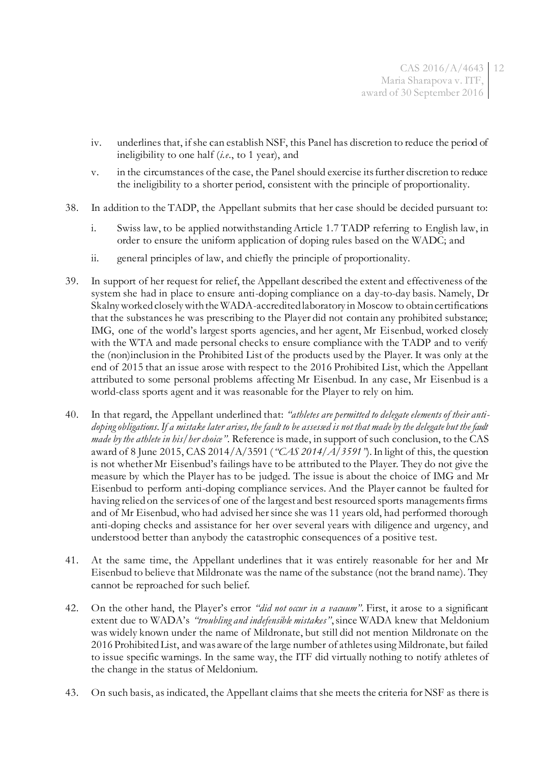iv. underlines that, if she can establish NSF, this Panel has discretion to reduce the period of ineligibility to one half (*i.e.*, to 1 year), and

v. in the circumstances of the case, the Panel should exercise its further discretion to reduce the ineligibility to a shorter period, consistent with the principle of proportionality.

38. In addition to the TADP, the Appellant submits that her case should be decided pursuant to:

i. Swiss law, to be applied notwithstanding Article 1.7 TADP referring to English law, in order to ensure the uniform application of doping rules based on the WADC; and

ii. general principles of law, and chiefly the principle of proportionality.

39. In support of her request for relief, the Appellant described the extent and effectiveness of the system she had in place to ensure anti-doping compliance on a day-to-day basis. Namely, Dr Skalny worked closely with the WADA-accredited laboratory in Moscow to obtain certifications that the substances he was prescribing to the Player did not contain any prohibited substance; IMG, one of the world's largest sports agencies, and her agent, Mr Eisenbud, worked closely with the WTA and made personal checks to ensure compliance with the TADP and to verify the (non)inclusion in the Prohibited List of the products used by the Player. It was only at the end of 2015 that an issue arose with respect to the 2016 Prohibited List, which the Appellant attributed to some personal problems affecting Mr Eisenbud. In any case, Mr Eisenbud is a world-class sports agent and it was reasonable for the Player to rely on him.

40. In that regard, the Appellant underlined that: *"athletes are permitted to delegate elements of their anti-doping obligations. If a mistake later arises, the fault to be assessed is not that made by the delegate but the fault made by the athlete in his/her choice"*. Reference is made, in support of such conclusion, to the CAS award of 8 June 2015, CAS 2014/A/3591 (*"CAS 2014/A/3591"*). In light of this, the question is not whether Mr Eisenbud's failings have to be attributed to the Player. They do not give the measure by which the Player has to be judged. The issue is about the choice of IMG and Mr Eisenbud to perform anti-doping compliance services. And the Player cannot be faulted for having relied on the services of one of the largest and best resourced sports managements firms and of Mr Eisenbud, who had advised her since she was 11 years old, had performed thorough anti-doping checks and assistance for her over several years with diligence and urgency, and understood better than anybody the catastrophic consequences of a positive test.

41. At the same time, the Appellant underlines that it was entirely reasonable for her and Mr Eisenbud to believe that Mildronate was the name of the substance (not the brand name). They cannot be reproached for such belief.

42. On the other hand, the Player's error *"did not occur in a vacuum"*. First, it arose to a significant extent due to WADA's *"troubling and indefensible mistakes"*, since WADA knew that Meldonium was widely known under the name of Mildronate, but still did not mention Mildronate on the 2016 Prohibited List, and was aware of the large number of athletes using Mildronate, but failed to issue specific warnings. In the same way, the ITF did virtually nothing to notify athletes of the change in the status of Meldonium.

43. On such basis, as indicated, the Appellant claims that she meets the criteria for NSF as there is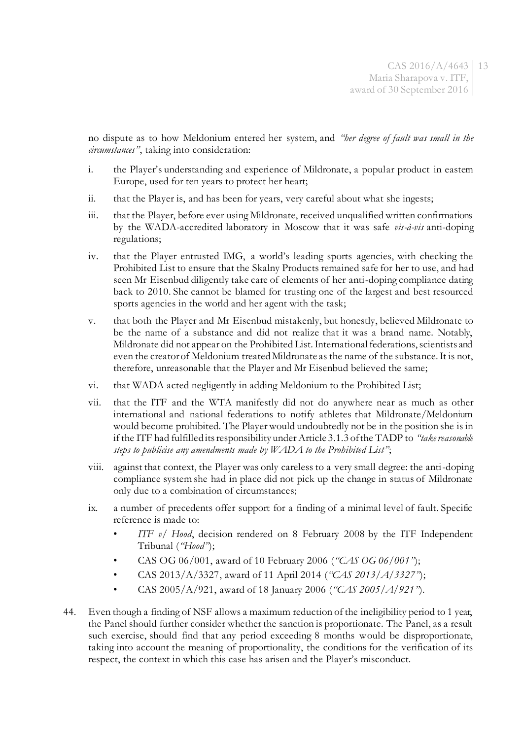no dispute as to how Meldonium entered her system, and *"her degree of fault was small in the circumstances"*, taking into consideration:

i. the Player's understanding and experience of Mildronate, a popular product in eastern Europe, used for ten years to protect her heart;

ii. that the Player is, and has been for years, very careful about what she ingests;

iii. that the Player, before ever using Mildronate, received unqualified written confirmations by the WADA-accredited laboratory in Moscow that it was safe *vis-à-vis* anti-doping regulations;

iv. that the Player entrusted IMG, a world's leading sports agencies, with checking the Prohibited List to ensure that the Skalny Products remained safe for her to use, and had seen Mr Eisenbud diligently take care of elements of her anti-doping compliance dating back to 2010. She cannot be blamed for trusting one of the largest and best resourced sports agencies in the world and her agent with the task;

v. that both the Player and Mr Eisenbud mistakenly, but honestly, believed Mildronate to be the name of a substance and did not realize that it was a brand name. Notably, Mildronate did not appear on the Prohibited List. International federations, scientists and even the creator of Meldonium treated Mildronate as the name of the substance. It is not, therefore, unreasonable that the Player and Mr Eisenbud believed the same;

vi. that WADA acted negligently in adding Meldonium to the Prohibited List;

vii. that the ITF and the WTA manifestly did not do anywhere near as much as other international and national federations to notify athletes that Mildronate/Meldonium would become prohibited. The Player would undoubtedly not be in the position she is in if the ITF had fulfilled its responsibility under Article 3.1.3 of the TADP to *"take reasonable steps to publicise any amendments made by WADA to the Prohibited List"*;

viii. against that context, the Player was only careless to a very small degree: the anti-doping compliance system she had in place did not pick up the change in status of Mildronate only due to a combination of circumstances;

ix. a number of precedents offer support for a finding of a minimal level of fault. Specific reference is made to:

   - *ITF v/ Hood*, decision rendered on 8 February 2008 by the ITF Independent Tribunal (*"Hood"*);
   - CAS OG 06/001, award of 10 February 2006 (*"CAS OG 06/001"*);
   - CAS 2013/A/3327, award of 11 April 2014 (*"CAS 2013/A/3327"*);
   - CAS 2005/A/921, award of 18 January 2006 (*"CAS 2005/A/921"*).

44. Even though a finding of NSF allows a maximum reduction of the ineligibility period to 1 year, the Panel should further consider whether the sanction is proportionate. The Panel, as a result such exercise, should find that any period exceeding 8 months would be disproportionate, taking into account the meaning of proportionality, the conditions for the verification of its respect, the context in which this case has arisen and the Player's misconduct.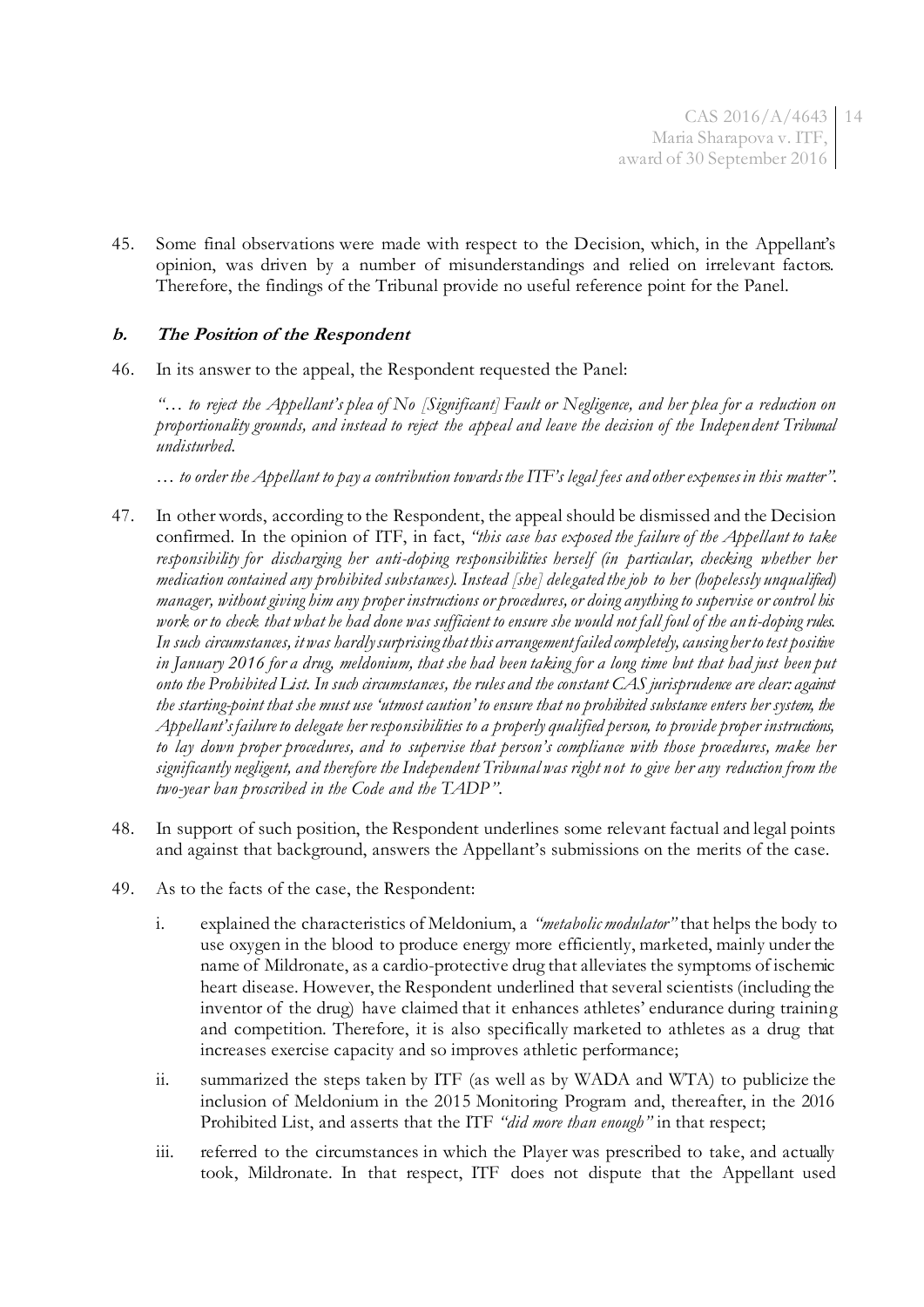45. Some final observations were made with respect to the Decision, which, in the Appellant's opinion, was driven by a number of misunderstandings and relied on irrelevant factors. Therefore, the findings of the Tribunal provide no useful reference point for the Panel.

### *b. The Position of the Respondent*

46. In its answer to the appeal, the Respondent requested the Panel:

*"… to reject the Appellant's plea of No [Significant] Fault or Negligence, and her plea for a reduction on proportionality grounds, and instead to reject the appeal and leave the decision of the Independent Tribunal undisturbed.*

*… to order the Appellant to pay a contribution towards the ITF's legal fees and other expenses in this matter".*

47. In other words, according to the Respondent, the appeal should be dismissed and the Decision confirmed. In the opinion of ITF, in fact, *"this case has exposed the failure of the Appellant to take responsibility for discharging her anti-doping responsibilities herself (in particular, checking whether her medication contained any prohibited substances). Instead [she] delegated the job to her (hopelessly unqualified) manager, without giving him any proper instructions or procedures, or doing anything to supervise or control his work or to check that what he had done was sufficient to ensure she would not fall foul of the anti-doping rules. In such circumstances, it was hardly surprising that this arrangement failed completely, causing her to test positive in January 2016 for a drug, meldonium, that she had been taking for a long time but that had just been put onto the Prohibited List. In such circumstances, the rules and the constant CAS jurisprudence are clear: against the starting-point that she must use 'utmost caution' to ensure that no prohibited substance enters her system, the Appellant's failure to delegate her responsibilities to a properly qualified person, to provide proper instructions, to lay down proper procedures, and to supervise that person's compliance with those procedures, make her significantly negligent, and therefore the Independent Tribunal was right not to give her any reduction from the two-year ban proscribed in the Code and the TADP".*

48. In support of such position, the Respondent underlines some relevant factual and legal points and against that background, answers the Appellant's submissions on the merits of the case.

49. As to the facts of the case, the Respondent:

    i. explained the characteristics of Meldonium, a *"metabolic modulator"* that helps the body to use oxygen in the blood to produce energy more efficiently, marketed, mainly under the name of Mildronate, as a cardio-protective drug that alleviates the symptoms of ischemic heart disease. However, the Respondent underlined that several scientists (including the inventor of the drug) have claimed that it enhances athletes' endurance during training and competition. Therefore, it is also specifically marketed to athletes as a drug that increases exercise capacity and so improves athletic performance;

    ii. summarized the steps taken by ITF (as well as by WADA and WTA) to publicize the inclusion of Meldonium in the 2015 Monitoring Program and, thereafter, in the 2016 Prohibited List, and asserts that the ITF *"did more than enough"* in that respect;

    iii. referred to the circumstances in which the Player was prescribed to take, and actually took, Mildronate. In that respect, ITF does not dispute that the Appellant used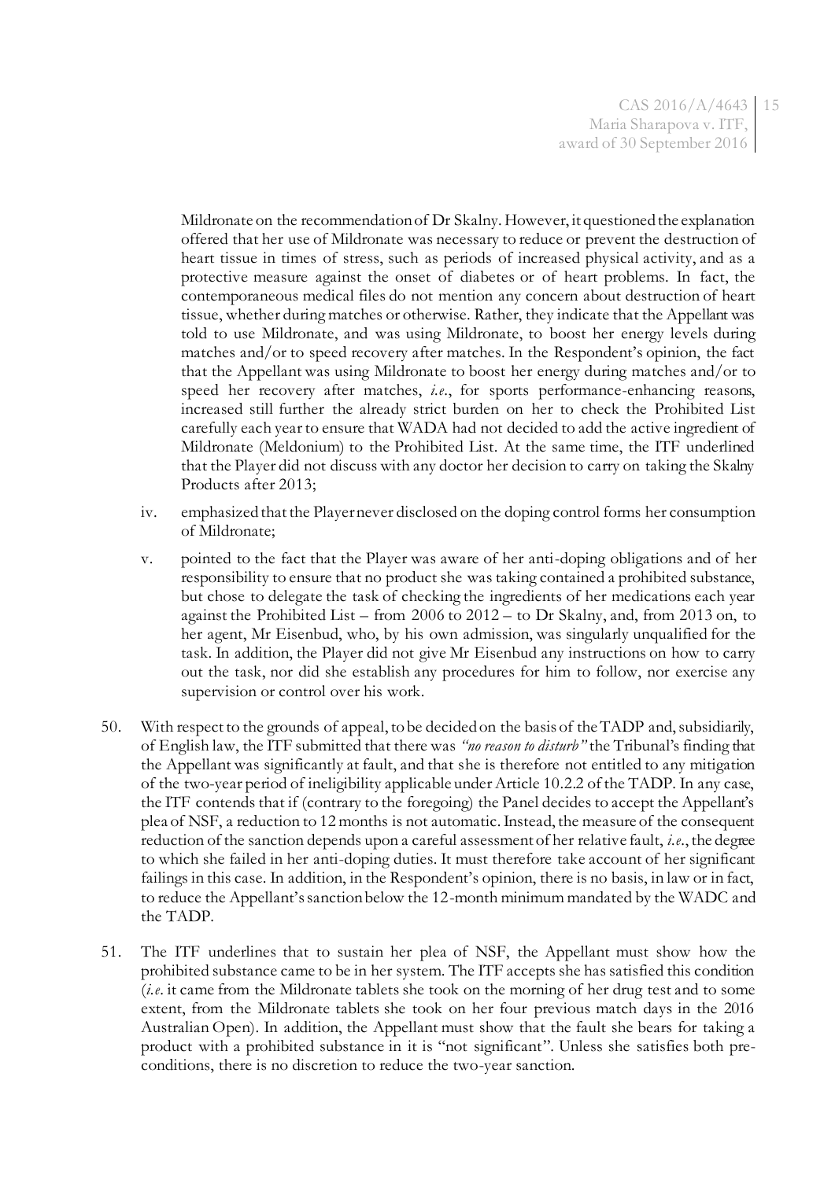Mildronate on the recommendation of Dr Skalny. However, it questioned the explanation offered that her use of Mildronate was necessary to reduce or prevent the destruction of heart tissue in times of stress, such as periods of increased physical activity, and as a protective measure against the onset of diabetes or of heart problems. In fact, the contemporaneous medical files do not mention any concern about destruction of heart tissue, whether during matches or otherwise. Rather, they indicate that the Appellant was told to use Mildronate, and was using Mildronate, to boost her energy levels during matches and/or to speed recovery after matches. In the Respondent's opinion, the fact that the Appellant was using Mildronate to boost her energy during matches and/or to speed her recovery after matches, *i.e.*, for sports performance-enhancing reasons, increased still further the already strict burden on her to check the Prohibited List carefully each year to ensure that WADA had not decided to add the active ingredient of Mildronate (Meldonium) to the Prohibited List. At the same time, the ITF underlined that the Player did not discuss with any doctor her decision to carry on taking the Skalny Products after 2013;

iv. emphasized that the Player never disclosed on the doping control forms her consumption of Mildronate;

v. pointed to the fact that the Player was aware of her anti-doping obligations and of her responsibility to ensure that no product she was taking contained a prohibited substance, but chose to delegate the task of checking the ingredients of her medications each year against the Prohibited List – from 2006 to 2012 – to Dr Skalny, and, from 2013 on, to her agent, Mr Eisenbud, who, by his own admission, was singularly unqualified for the task. In addition, the Player did not give Mr Eisenbud any instructions on how to carry out the task, nor did she establish any procedures for him to follow, nor exercise any supervision or control over his work.

50. With respect to the grounds of appeal, to be decided on the basis of the TADP and, subsidiarily, of English law, the ITF submitted that there was *"no reason to disturb"* the Tribunal's finding that the Appellant was significantly at fault, and that she is therefore not entitled to any mitigation of the two-year period of ineligibility applicable under Article 10.2.2 of the TADP. In any case, the ITF contends that if (contrary to the foregoing) the Panel decides to accept the Appellant's plea of NSF, a reduction to 12 months is not automatic. Instead, the measure of the consequent reduction of the sanction depends upon a careful assessment of her relative fault, *i.e.*, the degree to which she failed in her anti-doping duties. It must therefore take account of her significant failings in this case. In addition, in the Respondent's opinion, there is no basis, in law or in fact, to reduce the Appellant's sanction below the 12-month minimum mandated by the WADC and the TADP.

51. The ITF underlines that to sustain her plea of NSF, the Appellant must show how the prohibited substance came to be in her system. The ITF accepts she has satisfied this condition (*i.e.* it came from the Mildronate tablets she took on the morning of her drug test and to some extent, from the Mildronate tablets she took on her four previous match days in the 2016 Australian Open). In addition, the Appellant must show that the fault she bears for taking a product with a prohibited substance in it is "not significant". Unless she satisfies both pre-conditions, there is no discretion to reduce the two-year sanction.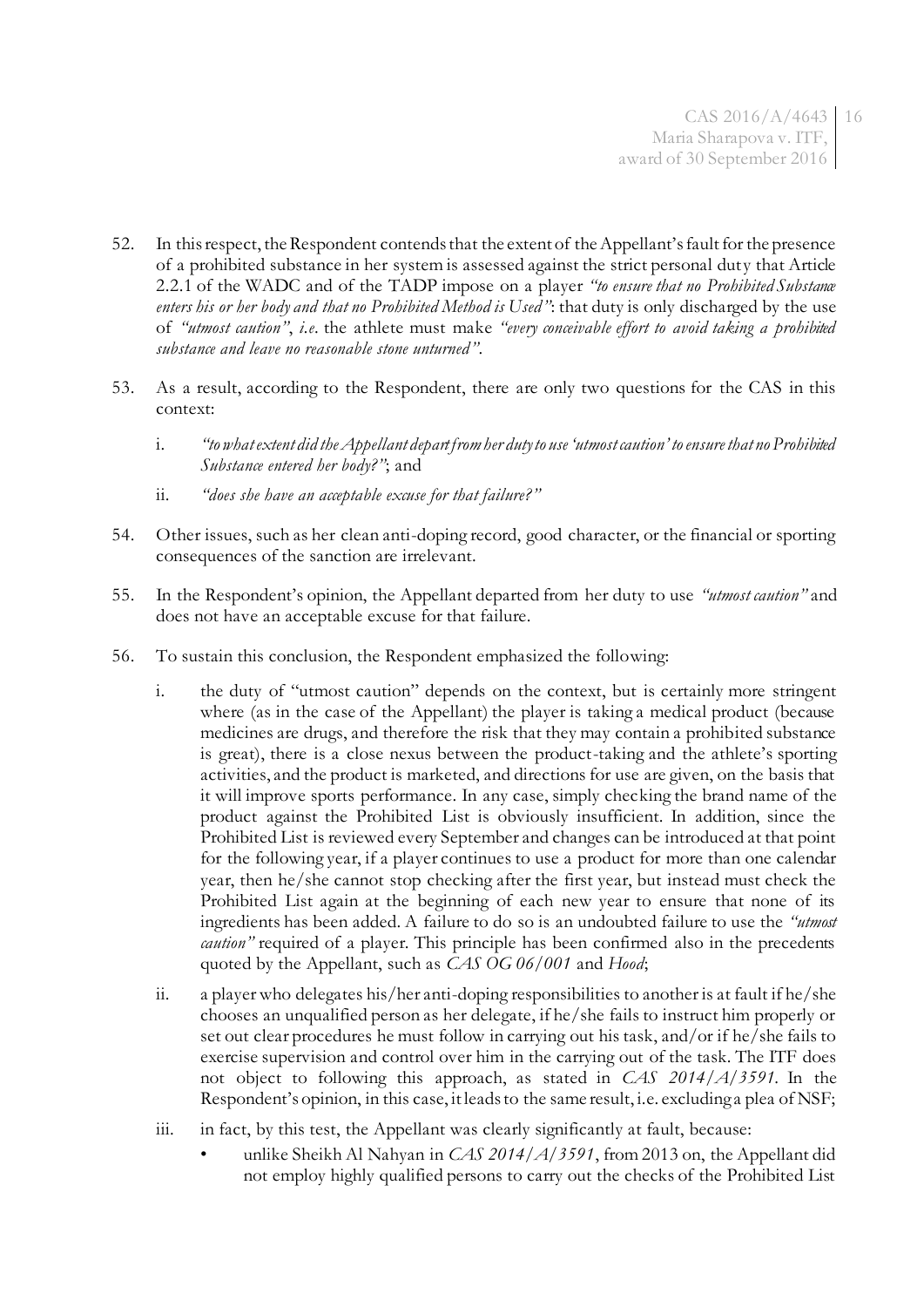52. In this respect, the Respondent contends that the extent of the Appellant's fault for the presence of a prohibited substance in her system is assessed against the strict personal duty that Article 2.2.1 of the WADC and of the TADP impose on a player *"to ensure that no Prohibited Substance enters his or her body and that no Prohibited Method is Used"*: that duty is only discharged by the use of *"utmost caution"*, *i.e.* the athlete must make *"every conceivable effort to avoid taking a prohibited substance and leave no reasonable stone unturned"*.

53. As a result, according to the Respondent, there are only two questions for the CAS in this context:

    i. *"to what extent did the Appellant depart from her duty to use 'utmost caution' to ensure that no Prohibited Substance entered her body?"*; and

    ii. *"does she have an acceptable excuse for that failure?"*

54. Other issues, such as her clean anti-doping record, good character, or the financial or sporting consequences of the sanction are irrelevant.

55. In the Respondent's opinion, the Appellant departed from her duty to use *"utmost caution"* and does not have an acceptable excuse for that failure.

56. To sustain this conclusion, the Respondent emphasized the following:

    i. the duty of "utmost caution" depends on the context, but is certainly more stringent where (as in the case of the Appellant) the player is taking a medical product (because medicines are drugs, and therefore the risk that they may contain a prohibited substance is great), there is a close nexus between the product-taking and the athlete's sporting activities, and the product is marketed, and directions for use are given, on the basis that it will improve sports performance. In any case, simply checking the brand name of the product against the Prohibited List is obviously insufficient. In addition, since the Prohibited List is reviewed every September and changes can be introduced at that point for the following year, if a player continues to use a product for more than one calendar year, then he/she cannot stop checking after the first year, but instead must check the Prohibited List again at the beginning of each new year to ensure that none of its ingredients has been added. A failure to do so is an undoubted failure to use the *"utmost caution"* required of a player. This principle has been confirmed also in the precedents quoted by the Appellant, such as *CAS OG 06/001* and *Hood*;

    ii. a player who delegates his/her anti-doping responsibilities to another is at fault if he/she chooses an unqualified person as her delegate, if he/she fails to instruct him properly or set out clear procedures he must follow in carrying out his task, and/or if he/she fails to exercise supervision and control over him in the carrying out of the task. The ITF does not object to following this approach, as stated in *CAS 2014/A/3591*. In the Respondent's opinion, in this case, it leads to the same result, i.e. excluding a plea of NSF;

    iii. in fact, by this test, the Appellant was clearly significantly at fault, because:

        - unlike Sheikh Al Nahyan in *CAS 2014/A/3591*, from 2013 on, the Appellant did not employ highly qualified persons to carry out the checks of the Prohibited List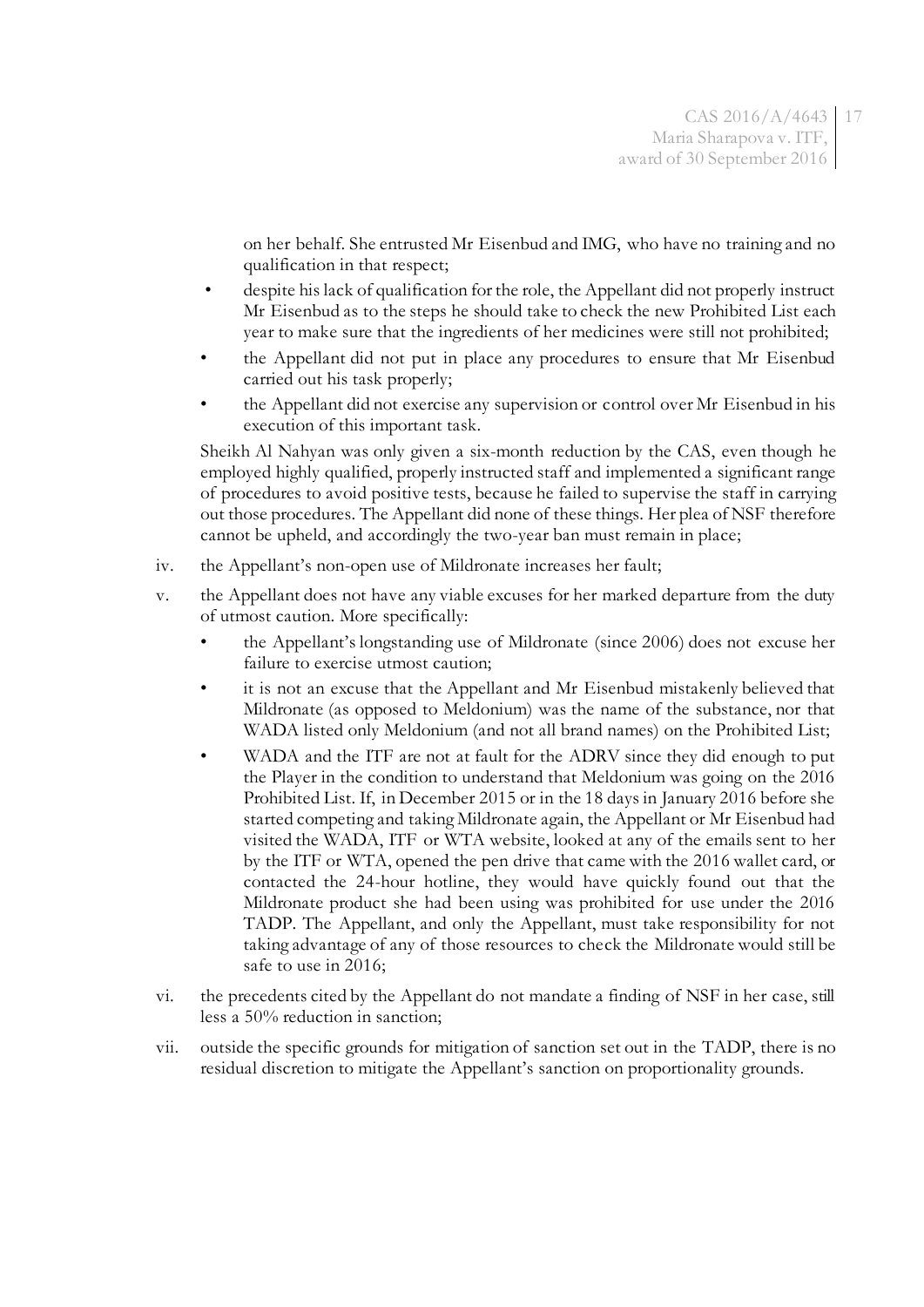on her behalf. She entrusted Mr Eisenbud and IMG, who have no training and no qualification in that respect;

- despite his lack of qualification for the role, the Appellant did not properly instruct Mr Eisenbud as to the steps he should take to check the new Prohibited List each year to make sure that the ingredients of her medicines were still not prohibited;
- the Appellant did not put in place any procedures to ensure that Mr Eisenbud carried out his task properly;
- the Appellant did not exercise any supervision or control over Mr Eisenbud in his execution of this important task.

Sheikh Al Nahyan was only given a six-month reduction by the CAS, even though he employed highly qualified, properly instructed staff and implemented a significant range of procedures to avoid positive tests, because he failed to supervise the staff in carrying out those procedures. The Appellant did none of these things. Her plea of NSF therefore cannot be upheld, and accordingly the two-year ban must remain in place;

iv. the Appellant's non-open use of Mildronate increases her fault;

v. the Appellant does not have any viable excuses for her marked departure from the duty of utmost caution. More specifically:

- the Appellant's longstanding use of Mildronate (since 2006) does not excuse her failure to exercise utmost caution;
- it is not an excuse that the Appellant and Mr Eisenbud mistakenly believed that Mildronate (as opposed to Meldonium) was the name of the substance, nor that WADA listed only Meldonium (and not all brand names) on the Prohibited List;
- WADA and the ITF are not at fault for the ADRV since they did enough to put the Player in the condition to understand that Meldonium was going on the 2016 Prohibited List. If, in December 2015 or in the 18 days in January 2016 before she started competing and taking Mildronate again, the Appellant or Mr Eisenbud had visited the WADA, ITF or WTA website, looked at any of the emails sent to her by the ITF or WTA, opened the pen drive that came with the 2016 wallet card, or contacted the 24-hour hotline, they would have quickly found out that the Mildronate product she had been using was prohibited for use under the 2016 TADP. The Appellant, and only the Appellant, must take responsibility for not taking advantage of any of those resources to check the Mildronate would still be safe to use in 2016;

vi. the precedents cited by the Appellant do not mandate a finding of NSF in her case, still less a 50% reduction in sanction;

vii. outside the specific grounds for mitigation of sanction set out in the TADP, there is no residual discretion to mitigate the Appellant's sanction on proportionality grounds.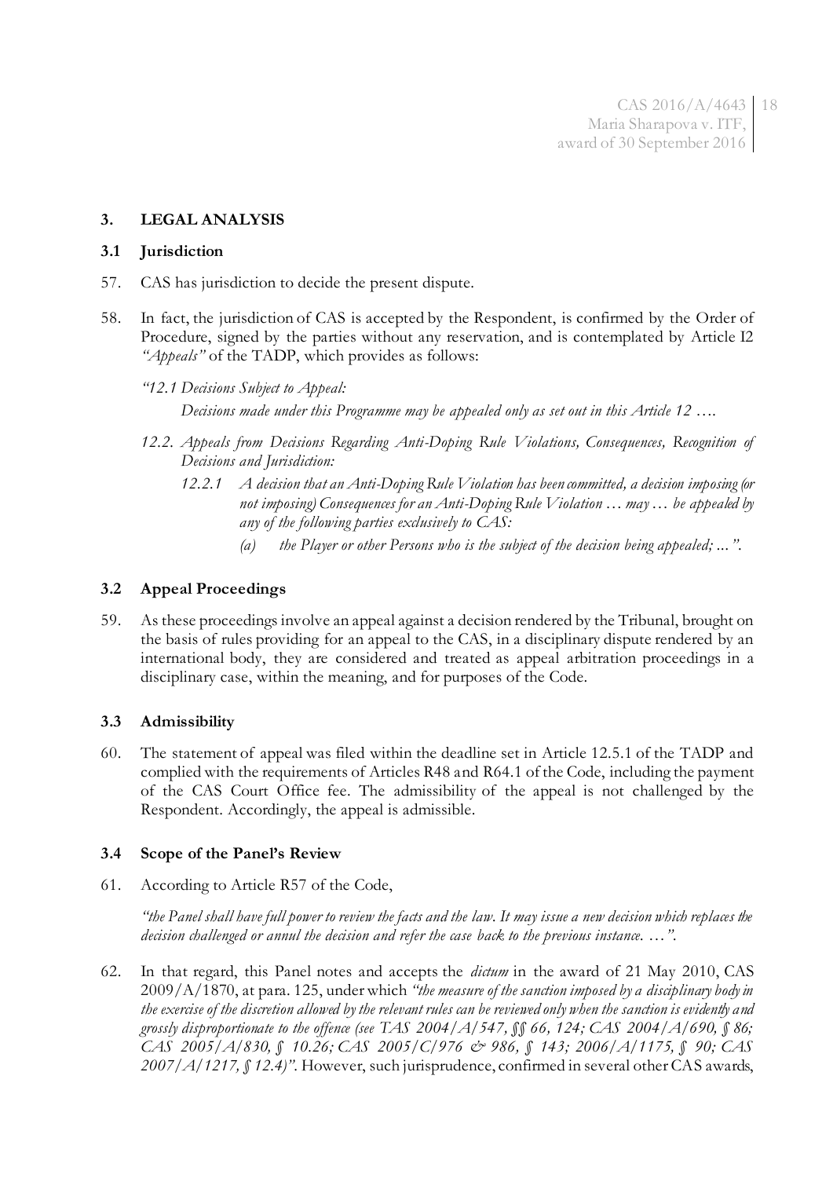## 3. LEGAL ANALYSIS

### 3.1 Jurisdiction

57. CAS has jurisdiction to decide the present dispute.

58. In fact, the jurisdiction of CAS is accepted by the Respondent, is confirmed by the Order of Procedure, signed by the parties without any reservation, and is contemplated by Article 12 *"Appeals"* of the TADP, which provides as follows:

    *"12.1 Decisions Subject to Appeal:*

    *Decisions made under this Programme may be appealed only as set out in this Article 12 ….*

    *12.2. Appeals from Decisions Regarding Anti-Doping Rule Violations, Consequences, Recognition of Decisions and Jurisdiction:*

    *12.2.1 A decision that an Anti-Doping Rule Violation has been committed, a decision imposing (or not imposing) Consequences for an Anti-Doping Rule Violation … may … be appealed by any of the following parties exclusively to CAS:*

    *(a) the Player or other Persons who is the subject of the decision being appealed; …".*

### 3.2 Appeal Proceedings

59. As these proceedings involve an appeal against a decision rendered by the Tribunal, brought on the basis of rules providing for an appeal to the CAS, in a disciplinary dispute rendered by an international body, they are considered and treated as appeal arbitration proceedings in a disciplinary case, within the meaning, and for purposes of the Code.

### 3.3 Admissibility

60. The statement of appeal was filed within the deadline set in Article 12.5.1 of the TADP and complied with the requirements of Articles R48 and R64.1 of the Code, including the payment of the CAS Court Office fee. The admissibility of the appeal is not challenged by the Respondent. Accordingly, the appeal is admissible.

### 3.4 Scope of the Panel's Review

61. According to Article R57 of the Code,

    *"the Panel shall have full power to review the facts and the law. It may issue a new decision which replaces the decision challenged or annul the decision and refer the case back to the previous instance. …".*

62. In that regard, this Panel notes and accepts the *dictum* in the award of 21 May 2010, CAS 2009/A/1870, at para. 125, under which *"the measure of the sanction imposed by a disciplinary body in the exercise of the discretion allowed by the relevant rules can be reviewed only when the sanction is evidently and grossly disproportionate to the offence (see TAS 2004/A/547, §§ 66, 124; CAS 2004/A/690, § 86; CAS 2005/A/830, § 10.26; CAS 2005/C/976 & 986, § 143; 2006/A/1175, § 90; CAS 2007/A/1217, § 12.4)".* However, such jurisprudence, confirmed in several other CAS awards,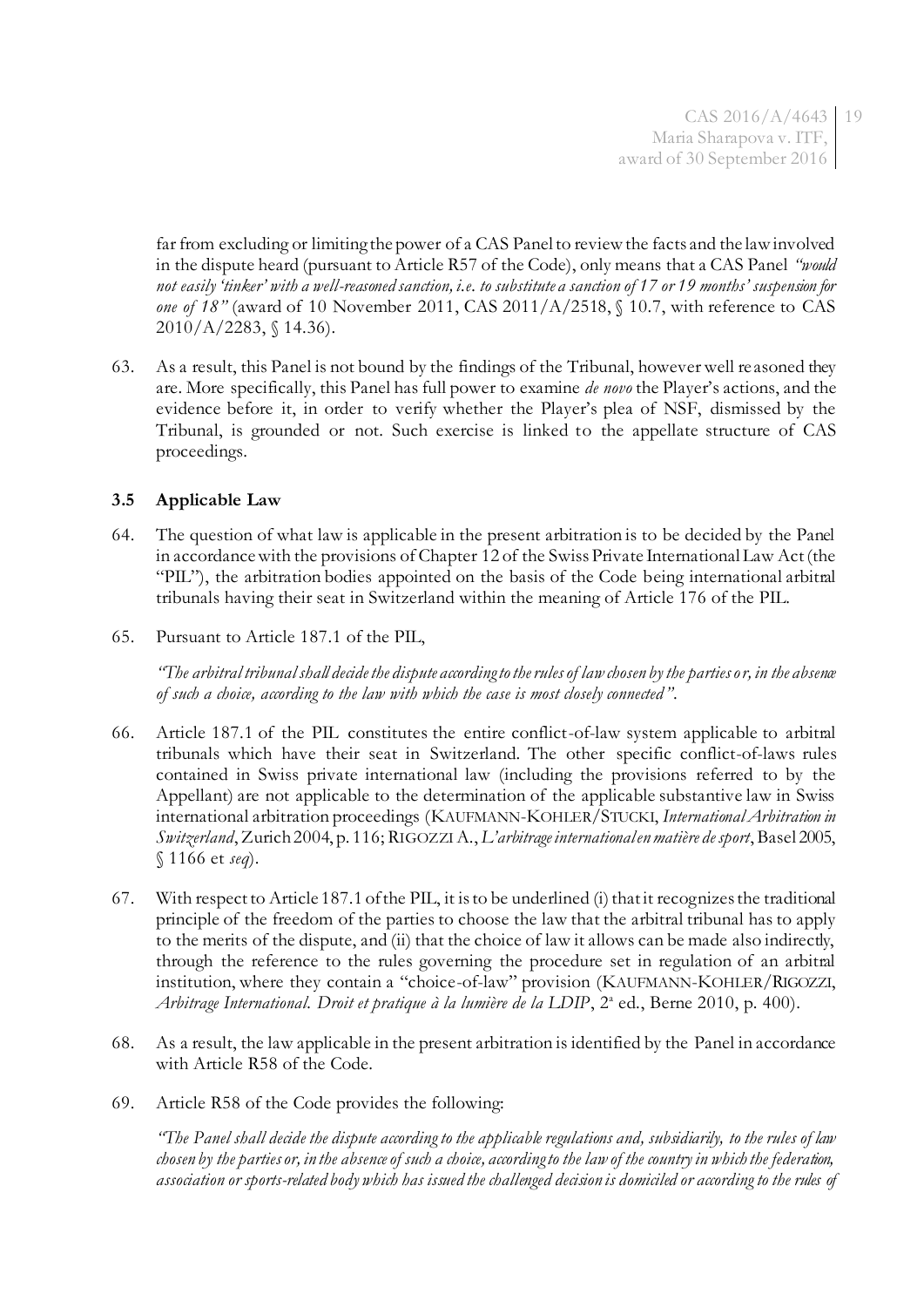far from excluding or limiting the power of a CAS Panel to review the facts and the law involved in the dispute heard (pursuant to Article R57 of the Code), only means that a CAS Panel *"would not easily 'tinker' with a well-reasoned sanction, i.e. to substitute a sanction of 17 or 19 months' suspension for one of 18"* (award of 10 November 2011, CAS 2011/A/2518, § 10.7, with reference to CAS 2010/A/2283, § 14.36).

63. As a result, this Panel is not bound by the findings of the Tribunal, however well reasoned they are. More specifically, this Panel has full power to examine *de novo* the Player's actions, and the evidence before it, in order to verify whether the Player's plea of NSF, dismissed by the Tribunal, is grounded or not. Such exercise is linked to the appellate structure of CAS proceedings.

### 3.5 Applicable Law

64. The question of what law is applicable in the present arbitration is to be decided by the Panel in accordance with the provisions of Chapter 12 of the Swiss Private International Law Act (the "PIL"), the arbitration bodies appointed on the basis of the Code being international arbitral tribunals having their seat in Switzerland within the meaning of Article 176 of the PIL.

65. Pursuant to Article 187.1 of the PIL,

*"The arbitral tribunal shall decide the dispute according to the rules of law chosen by the parties or, in the absence of such a choice, according to the law with which the case is most closely connected".*

66. Article 187.1 of the PIL constitutes the entire conflict-of-law system applicable to arbitral tribunals which have their seat in Switzerland. The other specific conflict-of-laws rules contained in Swiss private international law (including the provisions referred to by the Appellant) are not applicable to the determination of the applicable substantive law in Swiss international arbitration proceedings (KAUFMANN-KOHLER/STUCKI, *International Arbitration in Switzerland*, Zurich 2004, p. 116; RIGOZZI A., *L'arbitrage international en matière de sport*, Basel 2005, § 1166 et *seq*).

67. With respect to Article 187.1 of the PIL, it is to be underlined (i) that it recognizes the traditional principle of the freedom of the parties to choose the law that the arbitral tribunal has to apply to the merits of the dispute, and (ii) that the choice of law it allows can be made also indirectly, through the reference to the rules governing the procedure set in regulation of an arbitral institution, where they contain a "choice-of-law" provision (KAUFMANN-KOHLER/RIGOZZI, *Arbitrage International. Droit et pratique à la lumière de la LDIP*, 2ª ed., Berne 2010, p. 400).

68. As a result, the law applicable in the present arbitration is identified by the Panel in accordance with Article R58 of the Code.

69. Article R58 of the Code provides the following:

*"The Panel shall decide the dispute according to the applicable regulations and, subsidiarily, to the rules of law chosen by the parties or, in the absence of such a choice, according to the law of the country in which the federation, association or sports-related body which has issued the challenged decision is domiciled or according to the rules of*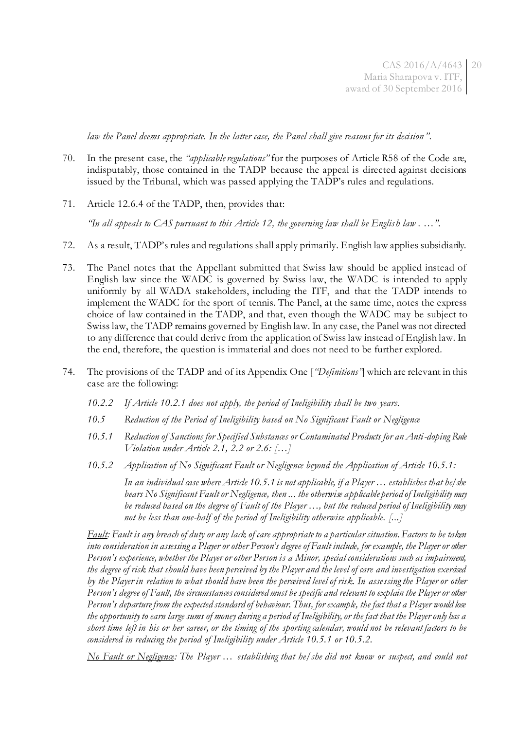*law the Panel deems appropriate. In the latter case, the Panel shall give reasons for its decision".*

70. In the present case, the *"applicable regulations"* for the purposes of Article R58 of the Code are, indisputably, those contained in the TADP because the appeal is directed against decisions issued by the Tribunal, which was passed applying the TADP's rules and regulations.

71. Article 12.6.4 of the TADP, then, provides that:

    *"In all appeals to CAS pursuant to this Article 12, the governing law shall be English law . …".*

72. As a result, TADP's rules and regulations shall apply primarily. English law applies subsidiarily.

73. The Panel notes that the Appellant submitted that Swiss law should be applied instead of English law since the WADC is governed by Swiss law, the WADC is intended to apply uniformly by all WADA stakeholders, including the ITF, and that the TADP intends to implement the WADC for the sport of tennis. The Panel, at the same time, notes the express choice of law contained in the TADP, and that, even though the WADC may be subject to Swiss law, the TADP remains governed by English law. In any case, the Panel was not directed to any difference that could derive from the application of Swiss law instead of English law. In the end, therefore, the question is immaterial and does not need to be further explored.

74. The provisions of the TADP and of its Appendix One [*"Definitions"*] which are relevant in this case are the following:

    *10.2.2 If Article 10.2.1 does not apply, the period of Ineligibility shall be two years.*

    *10.5 Reduction of the Period of Ineligibility based on No Significant Fault or Negligence*

    *10.5.1 Reduction of Sanctions for Specified Substances or Contaminated Products for an Anti-doping Rule Violation under Article 2.1, 2.2 or 2.6: […]*

    *10.5.2 Application of No Significant Fault or Negligence beyond the Application of Article 10.5.1:*

    *In an individual case where Article 10.5.1 is not applicable, if a Player … establishes that he/she bears No Significant Fault or Negligence, then ... the otherwise applicable period of Ineligibility may be reduced based on the degree of Fault of the Player …, but the reduced period of Ineligibility may not be less than one-half of the period of Ineligibility otherwise applicable. [...]*

    *<u>Fault</u>: Fault is any breach of duty or any lack of care appropriate to a particular situation. Factors to be taken into consideration in assessing a Player or other Person's degree of Fault include, for example, the Player or other Person's experience, whether the Player or other Person is a Minor, special considerations such as impairment, the degree of risk that should have been perceived by the Player and the level of care and investigation exercised by the Player in relation to what should have been the perceived level of risk. In assessing the Player or other Person's degree of Fault, the circumstances considered must be specific and relevant to explain the Player or other Person's departure from the expected standard of behaviour. Thus, for example, the fact that a Player would lose the opportunity to earn large sums of money during a period of Ineligibility, or the fact that the Player only has a short time left in his or her career, or the timing of the sporting calendar, would not be relevant factors to be considered in reducing the period of Ineligibility under Article 10.5.1 or 10.5.2.*

    *<u>No Fault or Negligence</u>: The Player … establishing that he/she did not know or suspect, and could not*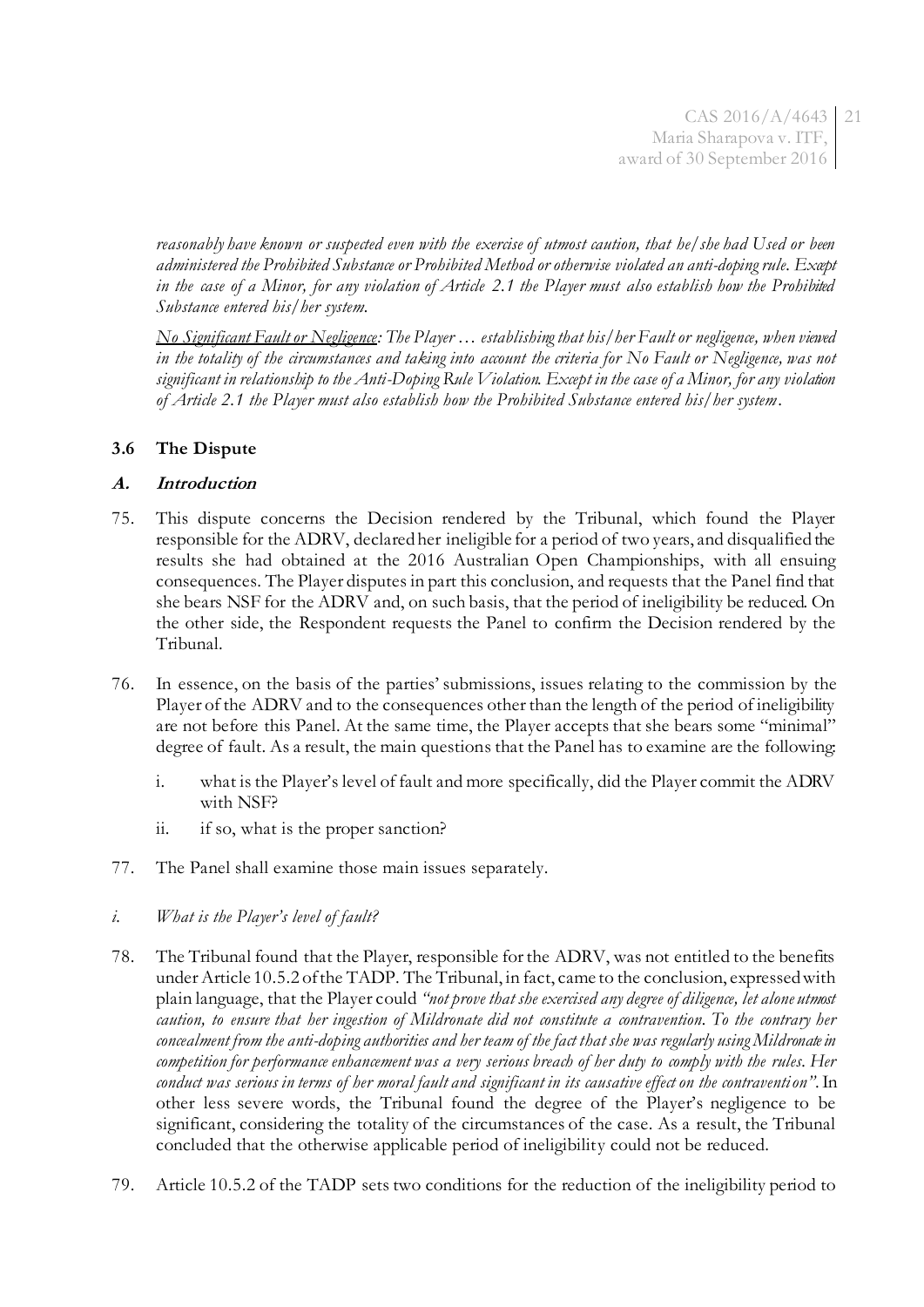*reasonably have known or suspected even with the exercise of utmost caution, that he/she had Used or been administered the Prohibited Substance or Prohibited Method or otherwise violated an anti-doping rule. Except in the case of a Minor, for any violation of Article 2.1 the Player must also establish how the Prohibited Substance entered his/her system.*

*<u>No Significant Fault or Negligence</u>: The Player … establishing that his/her Fault or negligence, when viewed in the totality of the circumstances and taking into account the criteria for No Fault or Negligence, was not significant in relationship to the Anti-Doping Rule Violation. Except in the case of a Minor, for any violation of Article 2.1 the Player must also establish how the Prohibited Substance entered his/her system.*

### 3.6 The Dispute

#### *A. Introduction*

75. This dispute concerns the Decision rendered by the Tribunal, which found the Player responsible for the ADRV, declared her ineligible for a period of two years, and disqualified the results she had obtained at the 2016 Australian Open Championships, with all ensuing consequences. The Player disputes in part this conclusion, and requests that the Panel find that she bears NSF for the ADRV and, on such basis, that the period of ineligibility be reduced. On the other side, the Respondent requests the Panel to confirm the Decision rendered by the Tribunal.

76. In essence, on the basis of the parties' submissions, issues relating to the commission by the Player of the ADRV and to the consequences other than the length of the period of ineligibility are not before this Panel. At the same time, the Player accepts that she bears some "minimal" degree of fault. As a result, the main questions that the Panel has to examine are the following:

    i. what is the Player's level of fault and more specifically, did the Player commit the ADRV with NSF?

    ii. if so, what is the proper sanction?

77. The Panel shall examine those main issues separately.

*i. What is the Player's level of fault?*

78. The Tribunal found that the Player, responsible for the ADRV, was not entitled to the benefits under Article 10.5.2 of the TADP. The Tribunal, in fact, came to the conclusion, expressed with plain language, that the Player could *"not prove that she exercised any degree of diligence, let alone utmost caution, to ensure that her ingestion of Mildronate did not constitute a contravention. To the contrary her concealment from the anti-doping authorities and her team of the fact that she was regularly using Mildronate in competition for performance enhancement was a very serious breach of her duty to comply with the rules. Her conduct was serious in terms of her moral fault and significant in its causative effect on the contravention"*. In other less severe words, the Tribunal found the degree of the Player's negligence to be significant, considering the totality of the circumstances of the case. As a result, the Tribunal concluded that the otherwise applicable period of ineligibility could not be reduced.

79. Article 10.5.2 of the TADP sets two conditions for the reduction of the ineligibility period to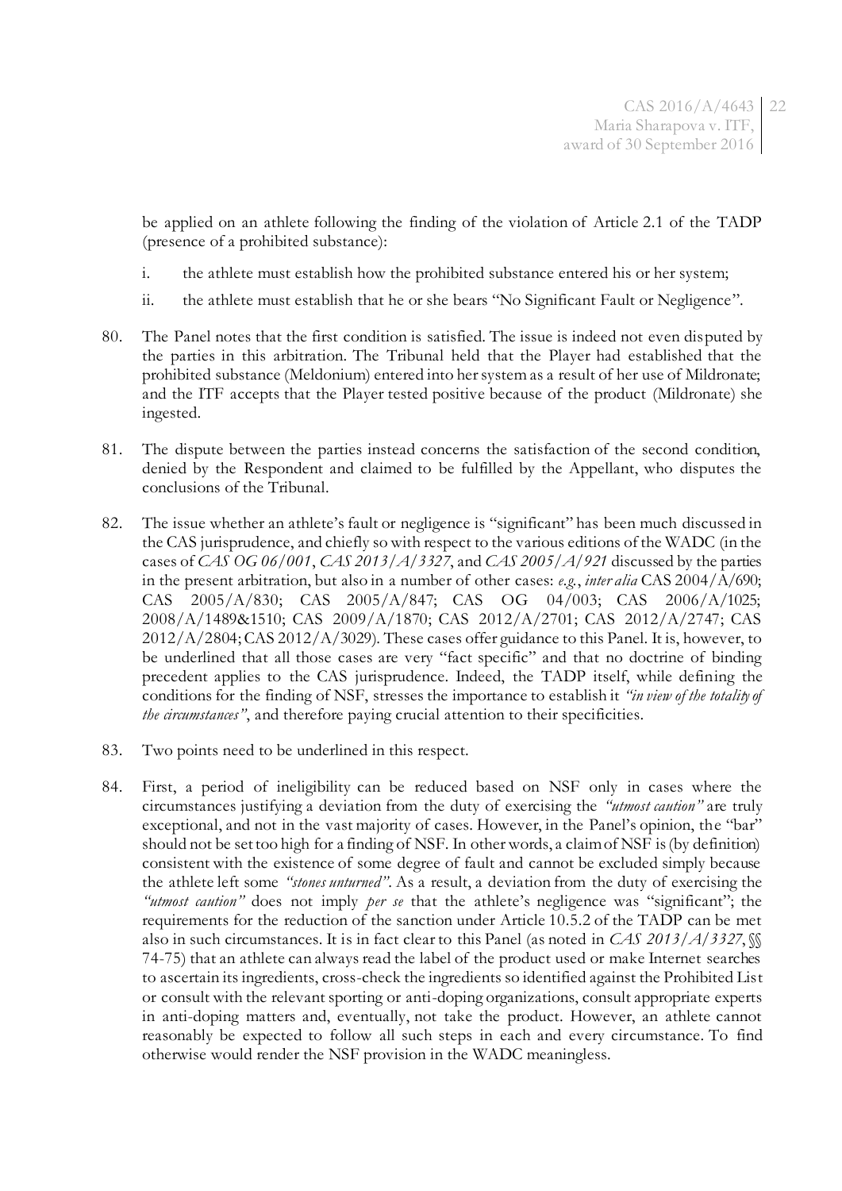be applied on an athlete following the finding of the violation of Article 2.1 of the TADP (presence of a prohibited substance):

i. the athlete must establish how the prohibited substance entered his or her system;

ii. the athlete must establish that he or she bears "No Significant Fault or Negligence".

80. The Panel notes that the first condition is satisfied. The issue is indeed not even disputed by the parties in this arbitration. The Tribunal held that the Player had established that the prohibited substance (Meldonium) entered into her system as a result of her use of Mildronate; and the ITF accepts that the Player tested positive because of the product (Mildronate) she ingested.

81. The dispute between the parties instead concerns the satisfaction of the second condition, denied by the Respondent and claimed to be fulfilled by the Appellant, who disputes the conclusions of the Tribunal.

82. The issue whether an athlete's fault or negligence is "significant" has been much discussed in the CAS jurisprudence, and chiefly so with respect to the various editions of the WADC (in the cases of *CAS OG 06/001*, *CAS 2013/A/3327*, and *CAS 2005/A/921* discussed by the parties in the present arbitration, but also in a number of other cases: *e.g.*, *inter alia* CAS 2004/A/690; CAS 2005/A/830; CAS 2005/A/847; CAS OG 04/003; CAS 2006/A/1025; 2008/A/1489&1510; CAS 2009/A/1870; CAS 2012/A/2701; CAS 2012/A/2747; CAS 2012/A/2804; CAS 2012/A/3029). These cases offer guidance to this Panel. It is, however, to be underlined that all those cases are very "fact specific" and that no doctrine of binding precedent applies to the CAS jurisprudence. Indeed, the TADP itself, while defining the conditions for the finding of NSF, stresses the importance to establish it *"in view of the totality of the circumstances"*, and therefore paying crucial attention to their specificities.

83. Two points need to be underlined in this respect.

84. First, a period of ineligibility can be reduced based on NSF only in cases where the circumstances justifying a deviation from the duty of exercising the *"utmost caution"* are truly exceptional, and not in the vast majority of cases. However, in the Panel's opinion, the "bar" should not be set too high for a finding of NSF. In other words, a claim of NSF is (by definition) consistent with the existence of some degree of fault and cannot be excluded simply because the athlete left some *"stones unturned"*. As a result, a deviation from the duty of exercising the *"utmost caution"* does not imply *per se* that the athlete's negligence was "significant"; the requirements for the reduction of the sanction under Article 10.5.2 of the TADP can be met also in such circumstances. It is in fact clear to this Panel (as noted in *CAS 2013/A/3327*, §§ 74-75) that an athlete can always read the label of the product used or make Internet searches to ascertain its ingredients, cross-check the ingredients so identified against the Prohibited List or consult with the relevant sporting or anti-doping organizations, consult appropriate experts in anti-doping matters and, eventually, not take the product. However, an athlete cannot reasonably be expected to follow all such steps in each and every circumstance. To find otherwise would render the NSF provision in the WADC meaningless.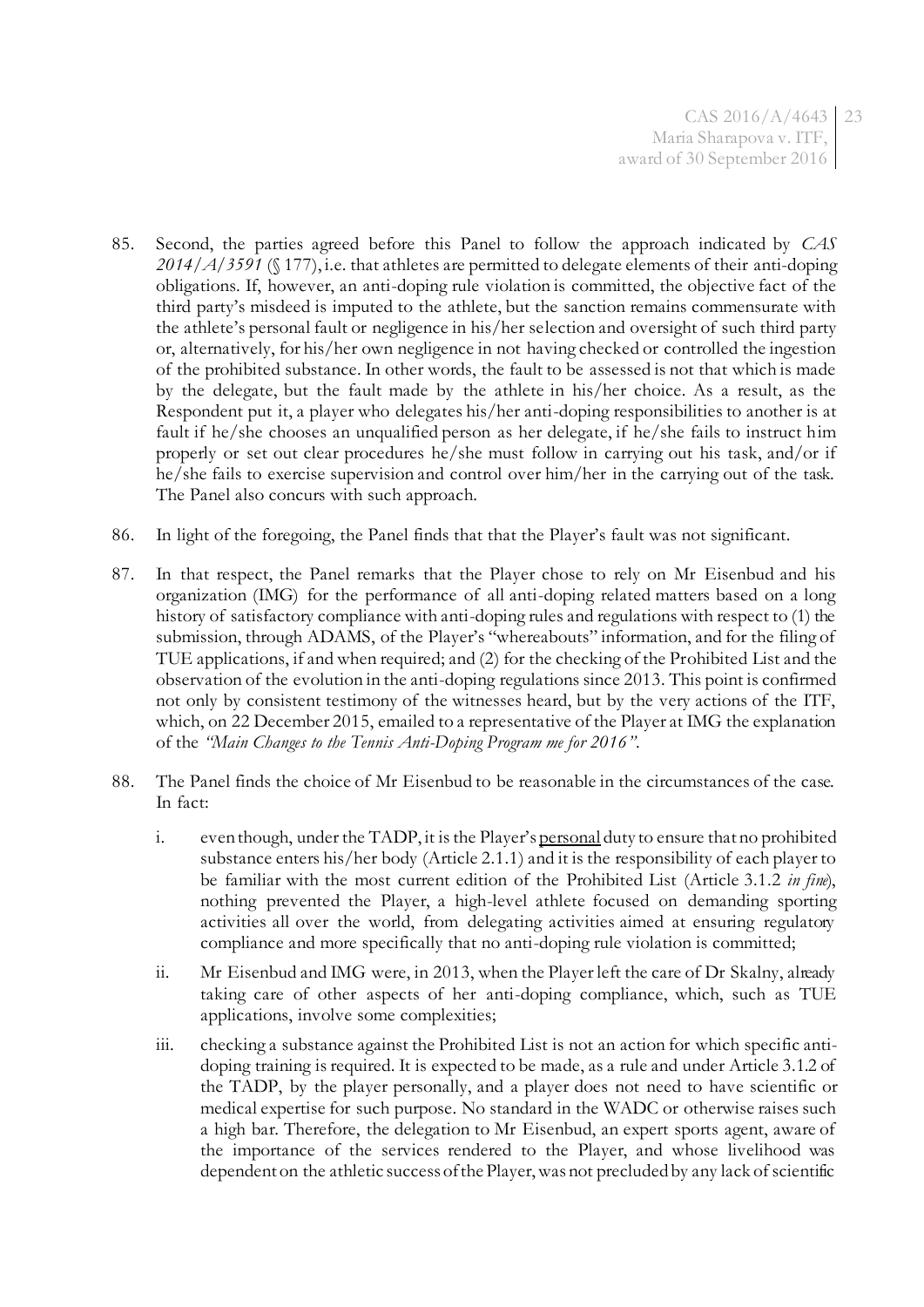85. Second, the parties agreed before this Panel to follow the approach indicated by *CAS 2014/A/3591* (§ 177), i.e. that athletes are permitted to delegate elements of their anti-doping obligations. If, however, an anti-doping rule violation is committed, the objective fact of the third party's misdeed is imputed to the athlete, but the sanction remains commensurate with the athlete's personal fault or negligence in his/her selection and oversight of such third party or, alternatively, for his/her own negligence in not having checked or controlled the ingestion of the prohibited substance. In other words, the fault to be assessed is not that which is made by the delegate, but the fault made by the athlete in his/her choice. As a result, as the Respondent put it, a player who delegates his/her anti-doping responsibilities to another is at fault if he/she chooses an unqualified person as her delegate, if he/she fails to instruct him properly or set out clear procedures he/she must follow in carrying out his task, and/or if he/she fails to exercise supervision and control over him/her in the carrying out of the task. The Panel also concurs with such approach.

86. In light of the foregoing, the Panel finds that that the Player's fault was not significant.

87. In that respect, the Panel remarks that the Player chose to rely on Mr Eisenbud and his organization (IMG) for the performance of all anti-doping related matters based on a long history of satisfactory compliance with anti-doping rules and regulations with respect to (1) the submission, through ADAMS, of the Player's "whereabouts" information, and for the filing of TUE applications, if and when required; and (2) for the checking of the Prohibited List and the observation of the evolution in the anti-doping regulations since 2013. This point is confirmed not only by consistent testimony of the witnesses heard, but by the very actions of the ITF, which, on 22 December 2015, emailed to a representative of the Player at IMG the explanation of the *"Main Changes to the Tennis Anti-Doping Program me for 2016"*.

88. The Panel finds the choice of Mr Eisenbud to be reasonable in the circumstances of the case. In fact:

    i. even though, under the TADP, it is the Player's <u>personal</u> duty to ensure that no prohibited substance enters his/her body (Article 2.1.1) and it is the responsibility of each player to be familiar with the most current edition of the Prohibited List (Article 3.1.2 *in fine*), nothing prevented the Player, a high-level athlete focused on demanding sporting activities all over the world, from delegating activities aimed at ensuring regulatory compliance and more specifically that no anti-doping rule violation is committed;

    ii. Mr Eisenbud and IMG were, in 2013, when the Player left the care of Dr Skalny, already taking care of other aspects of her anti-doping compliance, which, such as TUE applications, involve some complexities;

    iii. checking a substance against the Prohibited List is not an action for which specific anti-doping training is required. It is expected to be made, as a rule and under Article 3.1.2 of the TADP, by the player personally, and a player does not need to have scientific or medical expertise for such purpose. No standard in the WADC or otherwise raises such a high bar. Therefore, the delegation to Mr Eisenbud, an expert sports agent, aware of the importance of the services rendered to the Player, and whose livelihood was dependent on the athletic success of the Player, was not precluded by any lack of scientific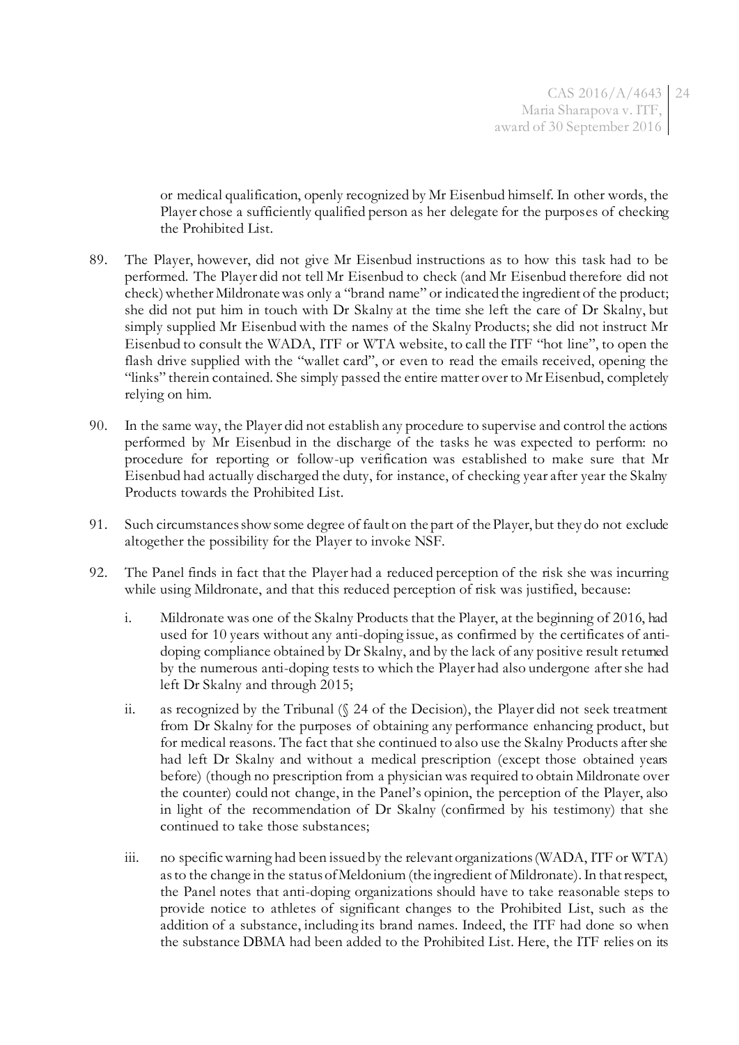or medical qualification, openly recognized by Mr Eisenbud himself. In other words, the Player chose a sufficiently qualified person as her delegate for the purposes of checking the Prohibited List.

89. The Player, however, did not give Mr Eisenbud instructions as to how this task had to be performed. The Player did not tell Mr Eisenbud to check (and Mr Eisenbud therefore did not check) whether Mildronate was only a "brand name" or indicated the ingredient of the product; she did not put him in touch with Dr Skalny at the time she left the care of Dr Skalny, but simply supplied Mr Eisenbud with the names of the Skalny Products; she did not instruct Mr Eisenbud to consult the WADA, ITF or WTA website, to call the ITF "hot line", to open the flash drive supplied with the "wallet card", or even to read the emails received, opening the "links" therein contained. She simply passed the entire matter over to Mr Eisenbud, completely relying on him.

90. In the same way, the Player did not establish any procedure to supervise and control the actions performed by Mr Eisenbud in the discharge of the tasks he was expected to perform: no procedure for reporting or follow-up verification was established to make sure that Mr Eisenbud had actually discharged the duty, for instance, of checking year after year the Skalny Products towards the Prohibited List.

91. Such circumstances show some degree of fault on the part of the Player, but they do not exclude altogether the possibility for the Player to invoke NSF.

92. The Panel finds in fact that the Player had a reduced perception of the risk she was incurring while using Mildronate, and that this reduced perception of risk was justified, because:

    i. Mildronate was one of the Skalny Products that the Player, at the beginning of 2016, had used for 10 years without any anti-doping issue, as confirmed by the certificates of anti-doping compliance obtained by Dr Skalny, and by the lack of any positive result returned by the numerous anti-doping tests to which the Player had also undergone after she had left Dr Skalny and through 2015;

    ii. as recognized by the Tribunal (§ 24 of the Decision), the Player did not seek treatment from Dr Skalny for the purposes of obtaining any performance enhancing product, but for medical reasons. The fact that she continued to also use the Skalny Products after she had left Dr Skalny and without a medical prescription (except those obtained years before) (though no prescription from a physician was required to obtain Mildronate over the counter) could not change, in the Panel's opinion, the perception of the Player, also in light of the recommendation of Dr Skalny (confirmed by his testimony) that she continued to take those substances;

    iii. no specific warning had been issued by the relevant organizations (WADA, ITF or WTA) as to the change in the status of Meldonium (the ingredient of Mildronate). In that respect, the Panel notes that anti-doping organizations should have to take reasonable steps to provide notice to athletes of significant changes to the Prohibited List, such as the addition of a substance, including its brand names. Indeed, the ITF had done so when the substance DBMA had been added to the Prohibited List. Here, the ITF relies on its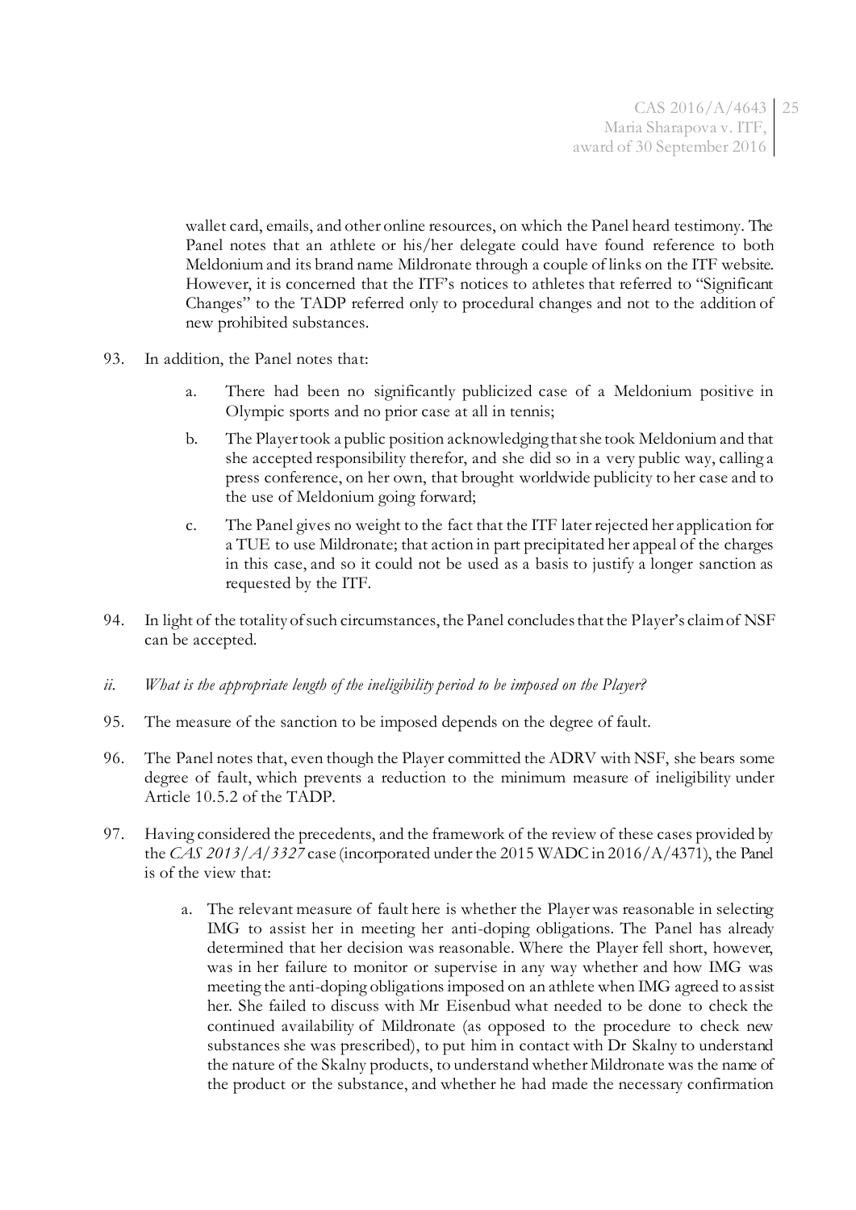wallet card, emails, and other online resources, on which the Panel heard testimony. The Panel notes that an athlete or his/her delegate could have found reference to both Meldonium and its brand name Mildronate through a couple of links on the ITF website. However, it is concerned that the ITF's notices to athletes that referred to "Significant Changes" to the TADP referred only to procedural changes and not to the addition of new prohibited substances.

93. In addition, the Panel notes that:

    a. There had been no significantly publicized case of a Meldonium positive in Olympic sports and no prior case at all in tennis;

    b. The Player took a public position acknowledging that she took Meldonium and that she accepted responsibility therefor, and she did so in a very public way, calling a press conference, on her own, that brought worldwide publicity to her case and to the use of Meldonium going forward;

    c. The Panel gives no weight to the fact that the ITF later rejected her application for a TUE to use Mildronate; that action in part precipitated her appeal of the charges in this case, and so it could not be used as a basis to justify a longer sanction as requested by the ITF.

94. In light of the totality of such circumstances, the Panel concludes that the Player's claim of NSF can be accepted.

*ii. What is the appropriate length of the ineligibility period to be imposed on the Player?*

95. The measure of the sanction to be imposed depends on the degree of fault.

96. The Panel notes that, even though the Player committed the ADRV with NSF, she bears some degree of fault, which prevents a reduction to the minimum measure of ineligibility under Article 10.5.2 of the TADP.

97. Having considered the precedents, and the framework of the review of these cases provided by the *CAS 2013/A/3327* case (incorporated under the 2015 WADC in 2016/A/4371), the Panel is of the view that:

    a. The relevant measure of fault here is whether the Player was reasonable in selecting IMG to assist her in meeting her anti-doping obligations. The Panel has already determined that her decision was reasonable. Where the Player fell short, however, was in her failure to monitor or supervise in any way whether and how IMG was meeting the anti-doping obligations imposed on an athlete when IMG agreed to assist her. She failed to discuss with Mr Eisenbud what needed to be done to check the continued availability of Mildronate (as opposed to the procedure to check new substances she was prescribed), to put him in contact with Dr Skalny to understand the nature of the Skalny products, to understand whether Mildronate was the name of the product or the substance, and whether he had made the necessary confirmation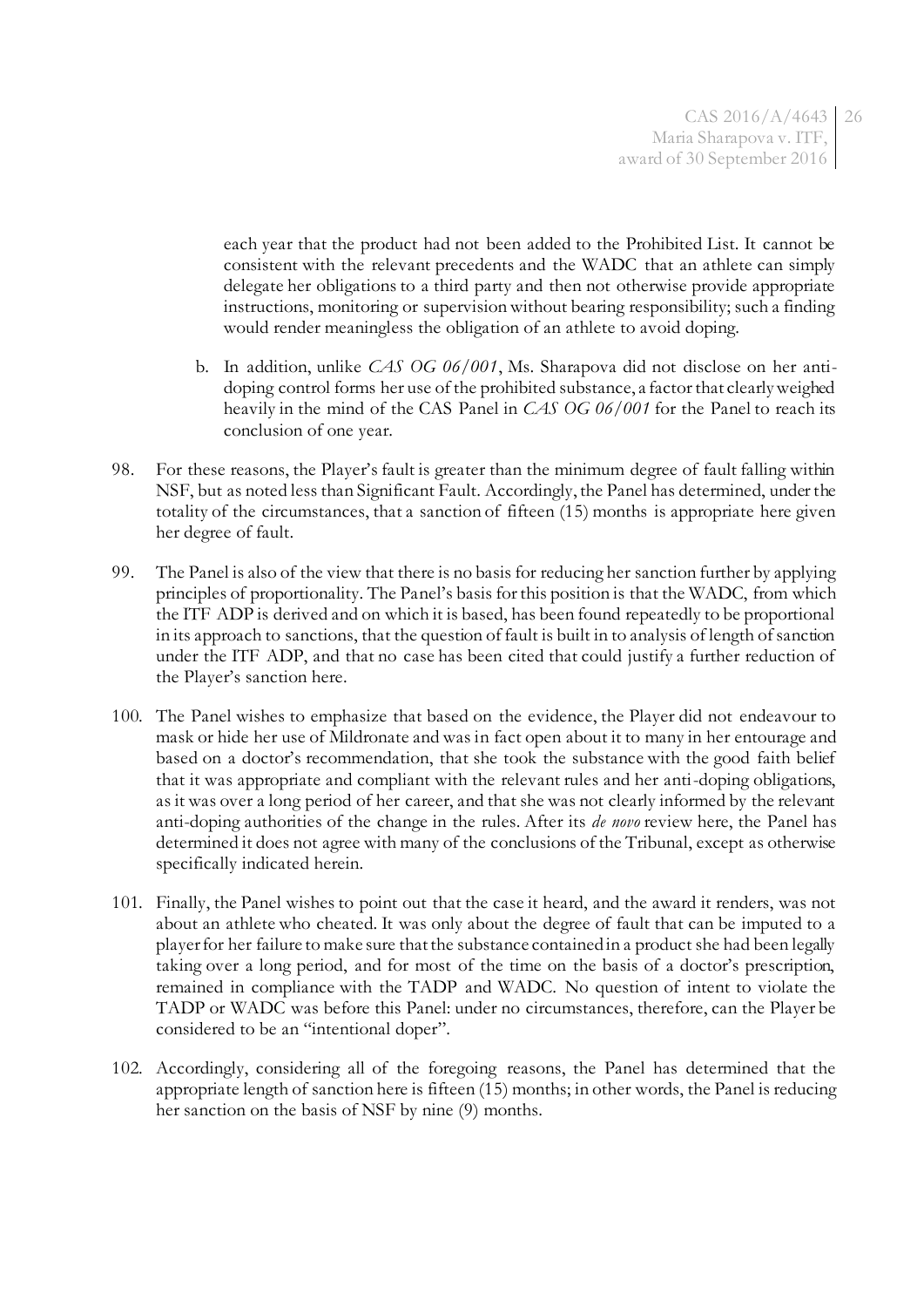each year that the product had not been added to the Prohibited List. It cannot be consistent with the relevant precedents and the WADC that an athlete can simply delegate her obligations to a third party and then not otherwise provide appropriate instructions, monitoring or supervision without bearing responsibility; such a finding would render meaningless the obligation of an athlete to avoid doping.

b. In addition, unlike *CAS OG 06/001*, Ms. Sharapova did not disclose on her anti-doping control forms her use of the prohibited substance, a factor that clearly weighed heavily in the mind of the CAS Panel in *CAS OG 06/001* for the Panel to reach its conclusion of one year.

98. For these reasons, the Player's fault is greater than the minimum degree of fault falling within NSF, but as noted less than Significant Fault. Accordingly, the Panel has determined, under the totality of the circumstances, that a sanction of fifteen (15) months is appropriate here given her degree of fault.

99. The Panel is also of the view that there is no basis for reducing her sanction further by applying principles of proportionality. The Panel's basis for this position is that the WADC, from which the ITF ADP is derived and on which it is based, has been found repeatedly to be proportional in its approach to sanctions, that the question of fault is built in to analysis of length of sanction under the ITF ADP, and that no case has been cited that could justify a further reduction of the Player's sanction here.

100. The Panel wishes to emphasize that based on the evidence, the Player did not endeavour to mask or hide her use of Mildronate and was in fact open about it to many in her entourage and based on a doctor's recommendation, that she took the substance with the good faith belief that it was appropriate and compliant with the relevant rules and her anti-doping obligations, as it was over a long period of her career, and that she was not clearly informed by the relevant anti-doping authorities of the change in the rules. After its *de novo* review here, the Panel has determined it does not agree with many of the conclusions of the Tribunal, except as otherwise specifically indicated herein.

101. Finally, the Panel wishes to point out that the case it heard, and the award it renders, was not about an athlete who cheated. It was only about the degree of fault that can be imputed to a player for her failure to make sure that the substance contained in a product she had been legally taking over a long period, and for most of the time on the basis of a doctor's prescription, remained in compliance with the TADP and WADC. No question of intent to violate the TADP or WADC was before this Panel: under no circumstances, therefore, can the Player be considered to be an "intentional doper".

102. Accordingly, considering all of the foregoing reasons, the Panel has determined that the appropriate length of sanction here is fifteen (15) months; in other words, the Panel is reducing her sanction on the basis of NSF by nine (9) months.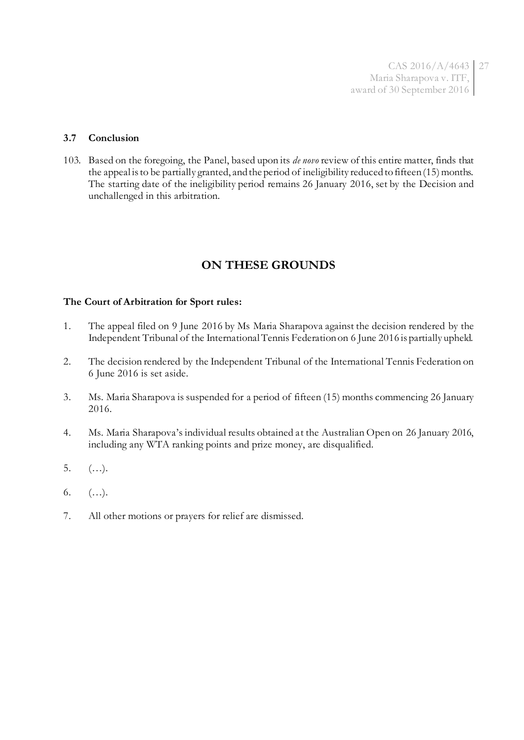### 3.7 Conclusion

103. Based on the foregoing, the Panel, based upon its *de novo* review of this entire matter, finds that the appeal is to be partially granted, and the period of ineligibility reduced to fifteen (15) months. The starting date of the ineligibility period remains 26 January 2016, set by the Decision and unchallenged in this arbitration.

## ON THESE GROUNDS

**The Court of Arbitration for Sport rules:**

1. The appeal filed on 9 June 2016 by Ms Maria Sharapova against the decision rendered by the Independent Tribunal of the International Tennis Federation on 6 June 2016 is partially upheld.

2. The decision rendered by the Independent Tribunal of the International Tennis Federation on 6 June 2016 is set aside.

3. Ms. Maria Sharapova is suspended for a period of fifteen (15) months commencing 26 January 2016.

4. Ms. Maria Sharapova's individual results obtained at the Australian Open on 26 January 2016, including any WTA ranking points and prize money, are disqualified.

5. (…).

6. (…).

7. All other motions or prayers for relief are dismissed.